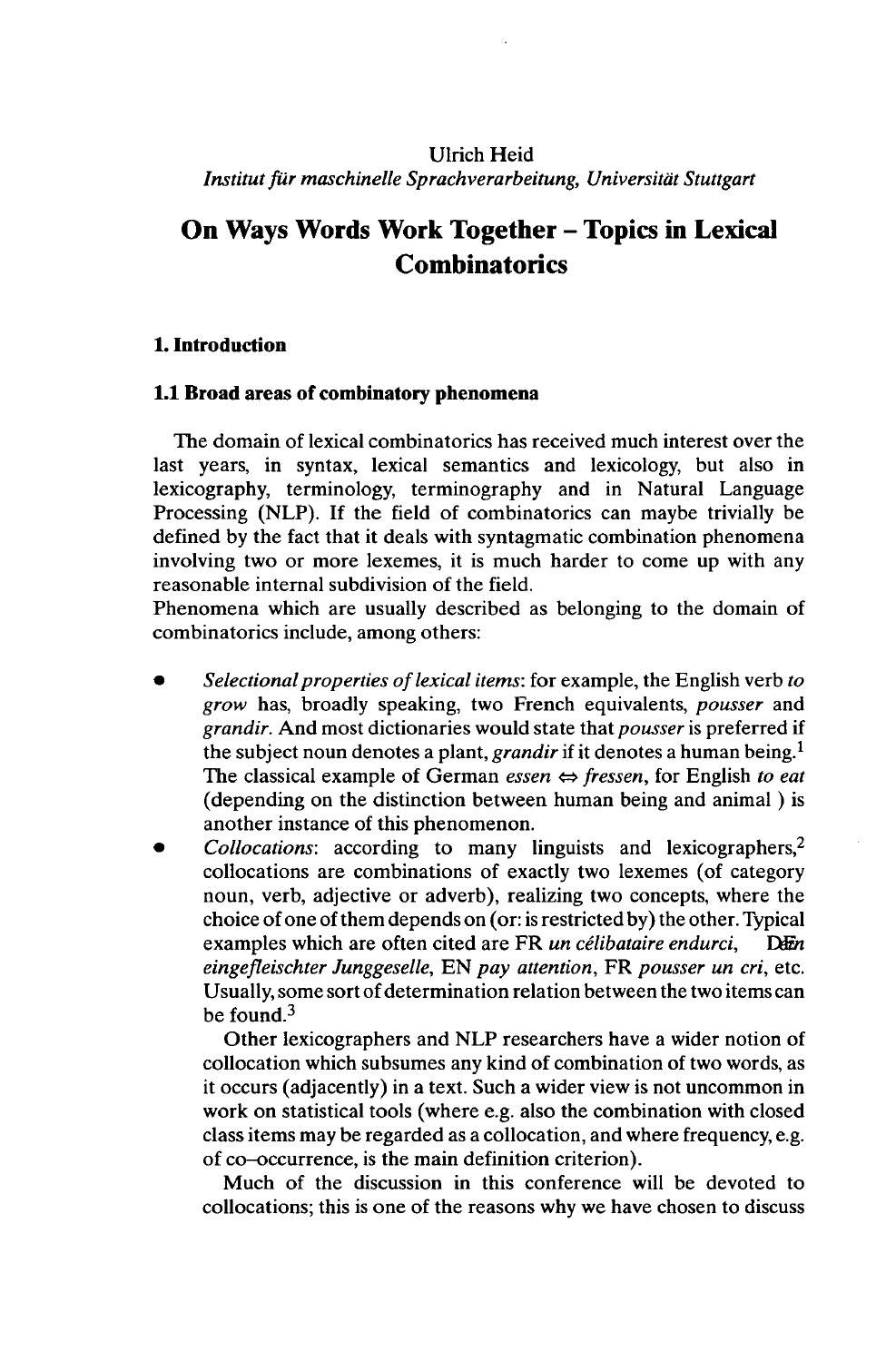Ulrich Heid

*Institut für maschinelle Sprachverarbeitung, Universität Stuttgart*

# On Ways Words Work Together – Topics in Lexical Combinatorics

## 1. Introduction

### 1.1 Broad areas of combinatory phenomena

The domain of lexical combinatorics has received much interest over the last years, in syntax, lexical semantics and lexicology, but also in lexicography, terminology, terminography and in Natural Language Processing (NLP). If the field of combinatorics can maybe trivially be defined by the fact that it deals with syntagmatic combination phenomena involving two or more lexemes, it is much harder to come up with any reasonable internal subdivision of the field.

Phenomena which are usually described as belonging to the domain of combinatorics include, among others:

- *Selectional properties of lexical items*: for example, the English verb *to grow* has, broadly speaking, two French equivalents, *pousser* and *grandir*. And most dictionaries would state that *pousser* is preferred if the subject noun denotes a plant, *grandir* if it denotes a human being.[1] The classical example of German *essen* ⇔ *fressen*, for English *to eat* (depending on the distinction between human being and animal ) is another instance of this phenomenon.
- *Collocations*: according to many linguists and lexicographers,[2] collocations are combinations of exactly two lexemes (of category noun, verb, adjective or adverb), realizing two concepts, where the choice of one of them depends on (or: is restricted by) the other. Typical examples which are often cited are FR *un célibataire endurci*, DE *ein eingefleischter Junggeselle*, EN *pay attention*, FR *pousser un cri*, etc. Usually, some sort of determination relation between the two items can be found.[3]

  Other lexicographers and NLP researchers have a wider notion of collocation which subsumes any kind of combination of two words, as it occurs (adjacently) in a text. Such a wider view is not uncommon in work on statistical tools (where e.g. also the combination with closed class items may be regarded as a collocation, and where frequency, e.g. of co–occurrence, is the main definition criterion).

  Much of the discussion in this conference will be devoted to collocations; this is one of the reasons why we have chosen to discuss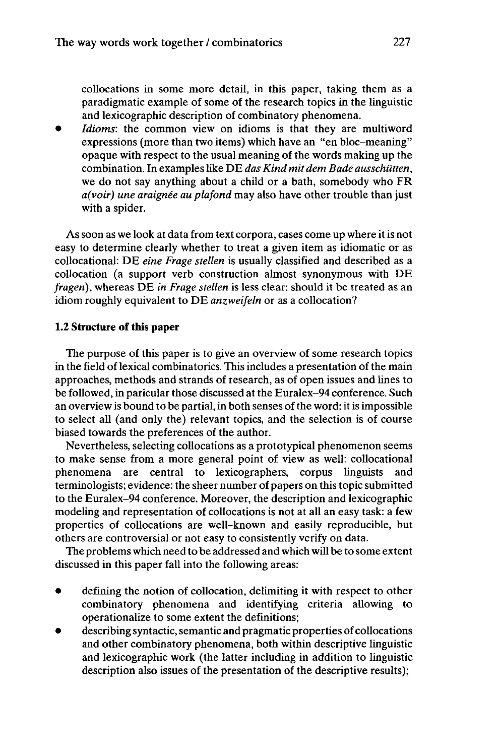collocations in some more detail, in this paper, taking them as a paradigmatic example of some of the research topics in the linguistic and lexicographic description of combinatory phenomena.

- *Idioms*: the common view on idioms is that they are multiword expressions (more than two items) which have an "en bloc–meaning" opaque with respect to the usual meaning of the words making up the combination. In examples like DE *das Kind mit dem Bade ausschütten*, we do not say anything about a child or a bath, somebody who FR *a(voir) une araignée au plafond* may also have other trouble than just with a spider.

As soon as we look at data from text corpora, cases come up where it is not easy to determine clearly whether to treat a given item as idiomatic or as collocational: DE *eine Frage stellen* is usually classified and described as a collocation (a support verb construction almost synonymous with DE *fragen*), whereas DE *in Frage stellen* is less clear: should it be treated as an idiom roughly equivalent to DE *anzweifeln* or as a collocation?

### 1.2 Structure of this paper

The purpose of this paper is to give an overview of some research topics in the field of lexical combinatorics. This includes a presentation of the main approaches, methods and strands of research, as of open issues and lines to be followed, in paricular those discussed at the Euralex–94 conference. Such an overview is bound to be partial, in both senses of the word: it is impossible to select all (and only the) relevant topics, and the selection is of course biased towards the preferences of the author.

Nevertheless, selecting collocations as a prototypical phenomenon seems to make sense from a more general point of view as well: collocational phenomena are central to lexicographers, corpus linguists and terminologists; evidence: the sheer number of papers on this topic submitted to the Euralex–94 conference. Moreover, the description and lexicographic modeling and representation of collocations is not at all an easy task: a few properties of collocations are well-known and easily reproducible, but others are controversial or not easy to consistently verify on data.

The problems which need to be addressed and which will be to some extent discussed in this paper fall into the following areas:

- defining the notion of collocation, delimiting it with respect to other combinatory phenomena and identifying criteria allowing to operationalize to some extent the definitions;
- describing syntactic, semantic and pragmatic properties of collocations and other combinatory phenomena, both within descriptive linguistic and lexicographic work (the latter including in addition to linguistic description also issues of the presentation of the descriptive results);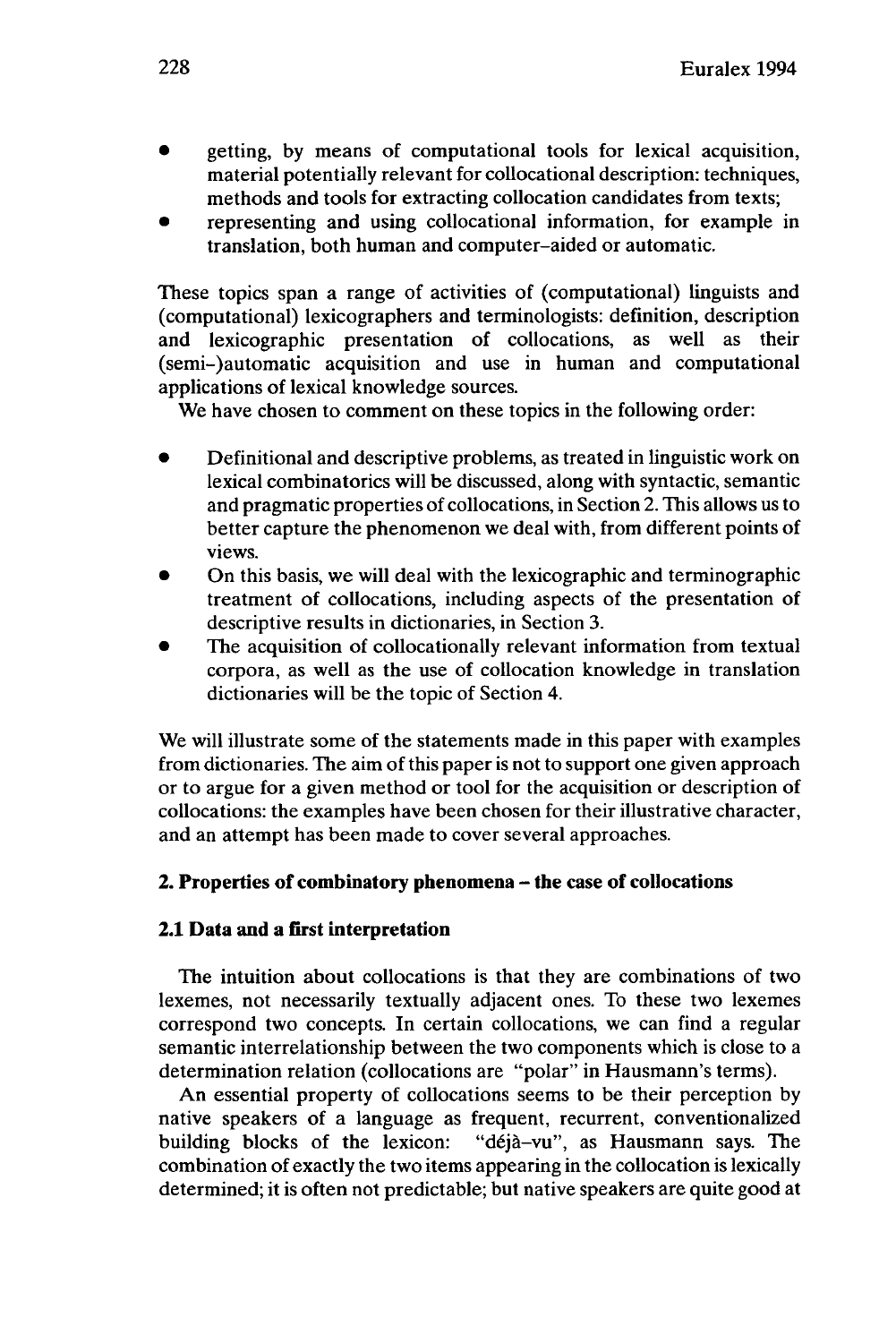- getting, by means of computational tools for lexical acquisition, material potentially relevant for collocational description: techniques, methods and tools for extracting collocation candidates from texts;
- representing and using collocational information, for example in translation, both human and computer-aided or automatic.

These topics span a range of activities of (computational) linguists and (computational) lexicographers and terminologists: definition, description and lexicographic presentation of collocations, as well as their (semi-)automatic acquisition and use in human and computational applications of lexical knowledge sources.

We have chosen to comment on these topics in the following order:

- Definitional and descriptive problems, as treated in linguistic work on lexical combinatorics will be discussed, along with syntactic, semantic and pragmatic properties of collocations, in Section 2. This allows us to better capture the phenomenon we deal with, from different points of views.
- On this basis, we will deal with the lexicographic and terminographic treatment of collocations, including aspects of the presentation of descriptive results in dictionaries, in Section 3.
- The acquisition of collocationally relevant information from textual corpora, as well as the use of collocation knowledge in translation dictionaries will be the topic of Section 4.

We will illustrate some of the statements made in this paper with examples from dictionaries. The aim of this paper is not to support one given approach or to argue for a given method or tool for the acquisition or description of collocations: the examples have been chosen for their illustrative character, and an attempt has been made to cover several approaches.

## 2. Properties of combinatory phenomena – the case of collocations

### 2.1 Data and a first interpretation

The intuition about collocations is that they are combinations of two lexemes, not necessarily textually adjacent ones. To these two lexemes correspond two concepts. In certain collocations, we can find a regular semantic interrelationship between the two components which is close to a determination relation (collocations are "polar" in Hausmann's terms).

An essential property of collocations seems to be their perception by native speakers of a language as frequent, recurrent, conventionalized building blocks of the lexicon: "déjà-vu", as Hausmann says. The combination of exactly the two items appearing in the collocation is lexically determined; it is often not predictable; but native speakers are quite good at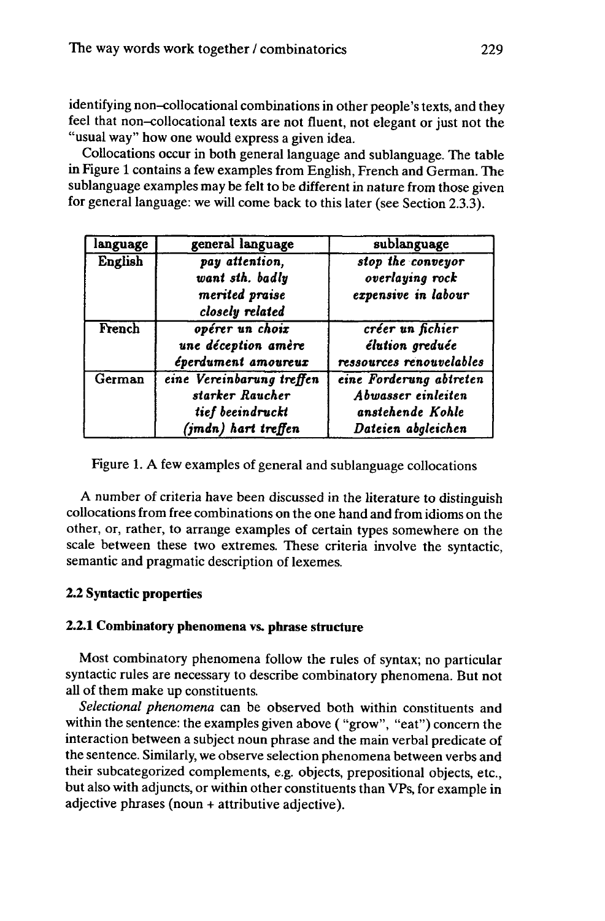identifying non–collocational combinations in other people's texts, and they feel that non–collocational texts are not fluent, not elegant or just not the "usual way" how one would express a given idea.

Collocations occur in both general language and sublanguage. The table in Figure 1 contains a few examples from English, French and German. The sublanguage examples may be felt to be different in nature from those given for general language: we will come back to this later (see Section 2.3.3).

| language | general language | sublanguage |
|---|---|---|
| English | *pay attention,* <br> *want sth. badly* <br> *merited praise* <br> *closely related* | *stop the conveyor* <br> *overlaying rock* <br> *expensive in labour* |
| French | *opérer un choix* <br> *une déception amère* <br> *éperdument amoureux* | *créer un fichier* <br> *élution greduée* <br> *ressources renouvelables* |
| German | *eine Vereinbarung treffen* <br> *starker Raucher* <br> *tief beeindruckt* <br> *(jmdn) hart treffen* | *eine Forderung abtreten* <br> *Abwasser einleiten* <br> *anstehende Kohle* <br> *Dateien abgleichen* |

Figure 1. A few examples of general and sublanguage collocations

A number of criteria have been discussed in the literature to distinguish collocations from free combinations on the one hand and from idioms on the other, or, rather, to arrange examples of certain types somewhere on the scale between these two extremes. These criteria involve the syntactic, semantic and pragmatic description of lexemes.

## 2.2 Syntactic properties

### 2.2.1 Combinatory phenomena vs. phrase structure

Most combinatory phenomena follow the rules of syntax; no particular syntactic rules are necessary to describe combinatory phenomena. But not all of them make up constituents.

*Selectional phenomena* can be observed both within constituents and within the sentence: the examples given above ( "grow", "eat") concern the interaction between a subject noun phrase and the main verbal predicate of the sentence. Similarly, we observe selection phenomena between verbs and their subcategorized complements, e.g. objects, prepositional objects, etc., but also with adjuncts, or within other constituents than VPs, for example in adjective phrases (noun + attributive adjective).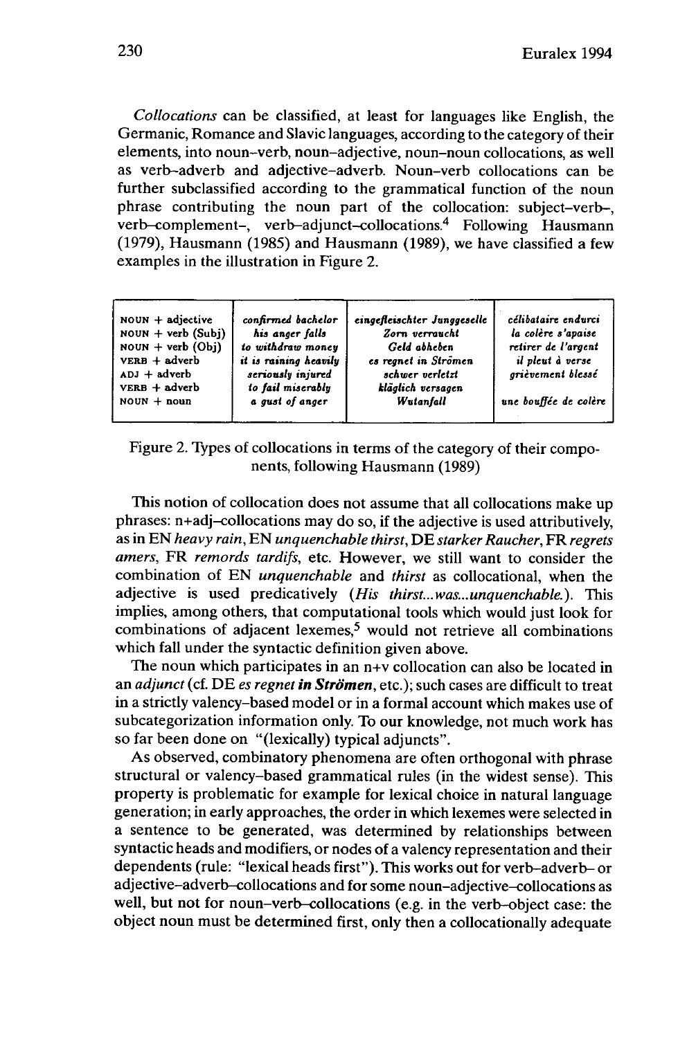*Collocations* can be classified, at least for languages like English, the Germanic, Romance and Slavic languages, according to the category of their elements, into noun–verb, noun–adjective, noun–noun collocations, as well as verb–adverb and adjective–adverb. Noun–verb collocations can be further subclassified according to the grammatical function of the noun phrase contributing the noun part of the collocation: subject–verb–, verb–complement–, verb–adjunct–collocations.[4] Following Hausmann (1979), Hausmann (1985) and Hausmann (1989), we have classified a few examples in the illustration in Figure 2.

| | | | |
|---|---|---|---|
| NOUN + adjective | *confirmed bachelor* | *eingefleischter Junggeselle* | *célibataire endurci* |
| NOUN + verb (Subj) | *his anger falls* | *Zorn verraucht* | *la colère s'apaise* |
| NOUN + verb (Obj) | *to withdraw money* | *Geld abheben* | *retirer de l'argent* |
| VERB + adverb | *it is raining heavily* | *es regnet in Strömen* | *il pleut à verse* |
| ADJ + adverb | *seriously injured* | *schwer verletzt* | *grièvement blessé* |
| VERB + adverb | *to fail miserably* | *kläglich versagen* | |
| NOUN + noun | *a gust of anger* | *Wutanfall* | *une bouffée de colère* |

Figure 2. Types of collocations in terms of the category of their components, following Hausmann (1989)

This notion of collocation does not assume that all collocations make up phrases: n+adj–collocations may do so, if the adjective is used attributively, as in EN *heavy rain*, EN *unquenchable thirst*, DE *starker Raucher*, FR *regrets amers*, FR *remords tardifs*, etc. However, we still want to consider the combination of EN *unquenchable* and *thirst* as collocational, when the adjective is used predicatively (*His thirst...was...unquenchable.*). This implies, among others, that computational tools which would just look for combinations of adjacent lexemes,[5] would not retrieve all combinations which fall under the syntactic definition given above.

The noun which participates in an n+v collocation can also be located in an *adjunct* (cf. DE *es regnet **in Strömen***, etc.); such cases are difficult to treat in a strictly valency–based model or in a formal account which makes use of subcategorization information only. To our knowledge, not much work has so far been done on "(lexically) typical adjuncts".

As observed, combinatory phenomena are often orthogonal with phrase structural or valency–based grammatical rules (in the widest sense). This property is problematic for example for lexical choice in natural language generation; in early approaches, the order in which lexemes were selected in a sentence to be generated, was determined by relationships between syntactic heads and modifiers, or nodes of a valency representation and their dependents (rule: "lexical heads first"). This works out for verb–adverb– or adjective–adverb–collocations and for some noun–adjective–collocations as well, but not for noun–verb–collocations (e.g. in the verb–object case: the object noun must be determined first, only then a collocationally adequate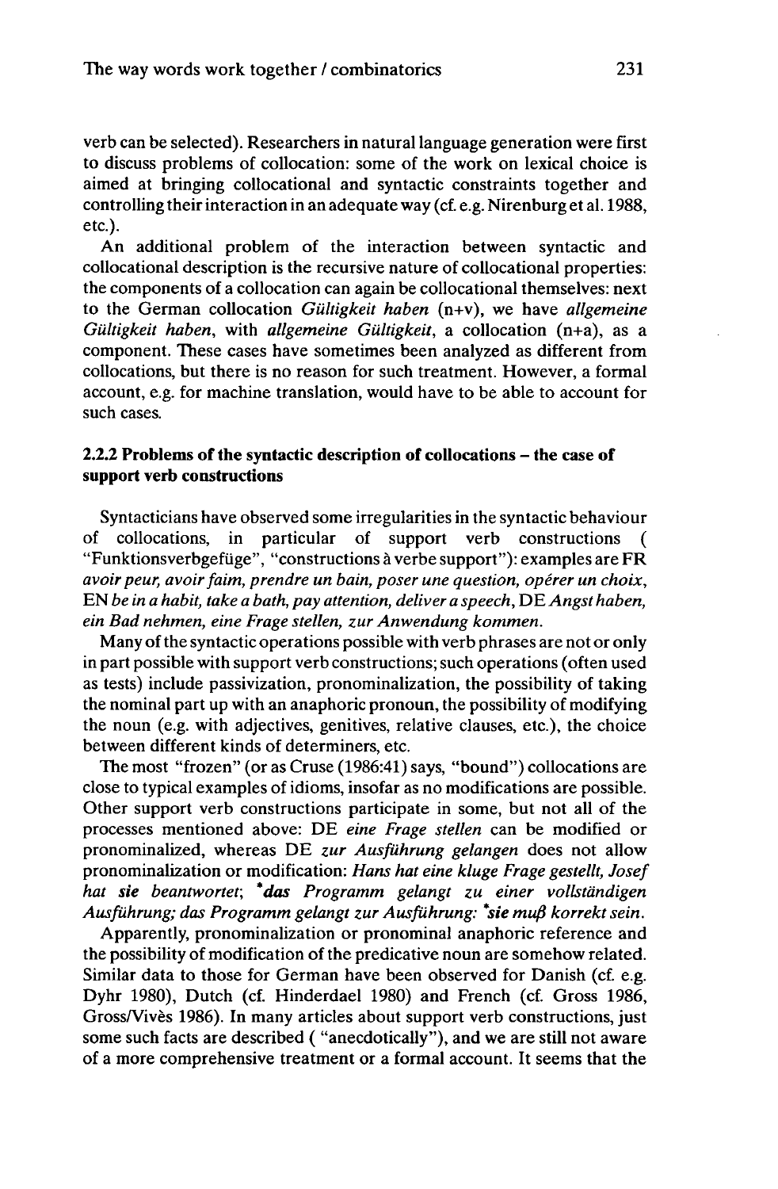verb can be selected). Researchers in natural language generation were first to discuss problems of collocation: some of the work on lexical choice is aimed at bringing collocational and syntactic constraints together and controlling their interaction in an adequate way (cf. e.g. Nirenburg et al. 1988, etc.).

An additional problem of the interaction between syntactic and collocational description is the recursive nature of collocational properties: the components of a collocation can again be collocational themselves: next to the German collocation *Gültigkeit haben* (n+v), we have *allgemeine Gültigkeit haben*, with *allgemeine Gültigkeit*, a collocation (n+a), as a component. These cases have sometimes been analyzed as different from collocations, but there is no reason for such treatment. However, a formal account, e.g. for machine translation, would have to be able to account for such cases.

### 2.2.2 Problems of the syntactic description of collocations – the case of support verb constructions

Syntacticians have observed some irregularities in the syntactic behaviour of collocations, in particular of support verb constructions ( "Funktionsverbgefüge", "constructions à verbe support"): examples are FR *avoir peur, avoir faim, prendre un bain, poser une question, opérer un choix*, EN *be in a habit, take a bath, pay attention, deliver a speech*, DE *Angst haben, ein Bad nehmen, eine Frage stellen, zur Anwendung kommen*.

Many of the syntactic operations possible with verb phrases are not or only in part possible with support verb constructions; such operations (often used as tests) include passivization, pronominalization, the possibility of taking the nominal part up with an anaphoric pronoun, the possibility of modifying the noun (e.g. with adjectives, genitives, relative clauses, etc.), the choice between different kinds of determiners, etc.

The most "frozen" (or as Cruse (1986:41) says, "bound") collocations are close to typical examples of idioms, insofar as no modifications are possible. Other support verb constructions participate in some, but not all of the processes mentioned above: DE *eine Frage stellen* can be modified or pronominalized, whereas DE *zur Ausführung gelangen* does not allow pronominalization or modification: *Hans hat eine kluge Frage gestellt, Josef hat **sie** beantwortet*; *__*das__ Programm gelangt zu einer vollständigen Ausführung; das Programm gelangt zur Ausführung: *__*sie__ muß korrekt sein*.

Apparently, pronominalization or pronominal anaphoric reference and the possibility of modification of the predicative noun are somehow related. Similar data to those for German have been observed for Danish (cf. e.g. Dyhr 1980), Dutch (cf. Hinderdael 1980) and French (cf. Gross 1986, Gross/Vivès 1986). In many articles about support verb constructions, just some such facts are described ( "anecdotically"), and we are still not aware of a more comprehensive treatment or a formal account. It seems that the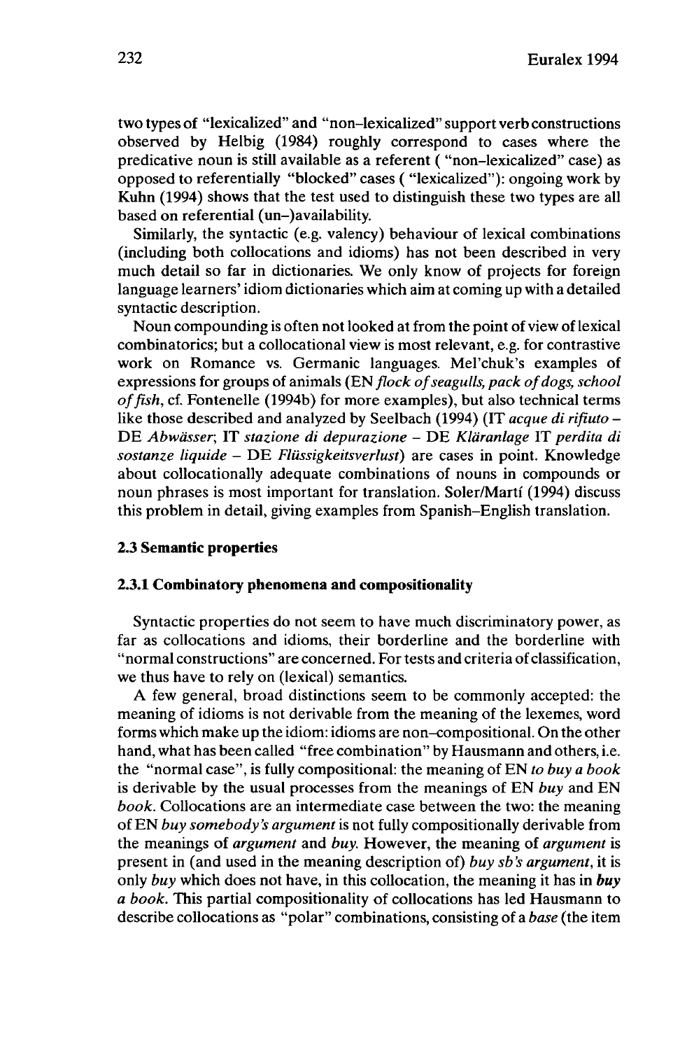two types of "lexicalized" and "non–lexicalized" support verb constructions observed by Helbig (1984) roughly correspond to cases where the predicative noun is still available as a referent ( "non–lexicalized" case) as opposed to referentially "blocked" cases ( "lexicalized"): ongoing work by Kuhn (1994) shows that the test used to distinguish these two types are all based on referential (un–)availability.

Similarly, the syntactic (e.g. valency) behaviour of lexical combinations (including both collocations and idioms) has not been described in very much detail so far in dictionaries. We only know of projects for foreign language learners' idiom dictionaries which aim at coming up with a detailed syntactic description.

Noun compounding is often not looked at from the point of view of lexical combinatorics; but a collocational view is most relevant, e.g. for contrastive work on Romance vs. Germanic languages. Mel'chuk's examples of expressions for groups of animals (EN *flock of seagulls, pack of dogs, school of fish*, cf. Fontenelle (1994b) for more examples), but also technical terms like those described and analyzed by Seelbach (1994) (IT *acque di rifiuto* – DE *Abwässer*; IT *stazione di depurazione* – DE *Kläranlage* IT *perdita di sostanze liquide* – DE *Flüssigkeitsverlust*) are cases in point. Knowledge about collocationally adequate combinations of nouns in compounds or noun phrases is most important for translation. Soler/Martí (1994) discuss this problem in detail, giving examples from Spanish–English translation.

## 2.3 Semantic properties

### 2.3.1 Combinatory phenomena and compositionality

Syntactic properties do not seem to have much discriminatory power, as far as collocations and idioms, their borderline and the borderline with "normal constructions" are concerned. For tests and criteria of classification, we thus have to rely on (lexical) semantics.

A few general, broad distinctions seem to be commonly accepted: the meaning of idioms is not derivable from the meaning of the lexemes, word forms which make up the idiom: idioms are non–compositional. On the other hand, what has been called "free combination" by Hausmann and others, i.e. the "normal case", is fully compositional: the meaning of EN *to buy a book* is derivable by the usual processes from the meanings of EN *buy* and EN *book*. Collocations are an intermediate case between the two: the meaning of EN *buy somebody's argument* is not fully compositionally derivable from the meanings of *argument* and *buy*. However, the meaning of *argument* is present in (and used in the meaning description of) *buy sb's argument*, it is only *buy* which does not have, in this collocation, the meaning it has in ***buy a book***. This partial compositionality of collocations has led Hausmann to describe collocations as "polar" combinations, consisting of a *base* (the item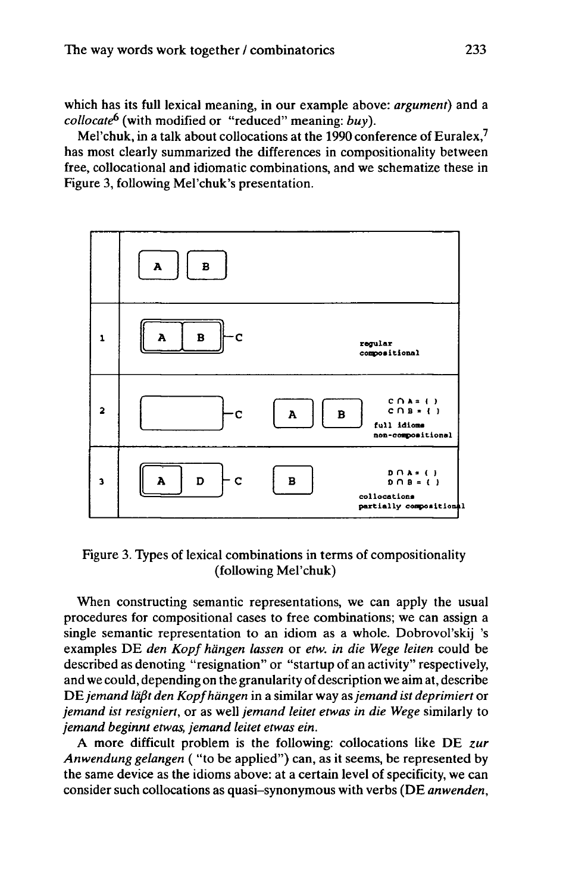which has its full lexical meaning, in our example above: *argument*) and a *collocate*[6] (with modified or "reduced" meaning: *buy*).

Mel'chuk, in a talk about collocations at the 1990 conference of Euralex,[7] has most clearly summarized the differences in compositionality between free, collocational and idiomatic combinations, and we schematize these in Figure 3, following Mel'chuk's presentation.

| | | |
|---|---|---|
| | [A] [B] | |
| 1 | [[A] [B]]–C | regular compositional |
| 2 | [ ]–C [A] [B] | $C \cap A = \{\}$ $C \cap B = \{\}$ full idioms non-compositional |
| 3 | [[A] D]–C [B] | $D \cap A = \{\}$ $D \cap B = \{\}$ collocations partially compositional |

Figure 3. Types of lexical combinations in terms of compositionality (following Mel'chuk)

When constructing semantic representations, we can apply the usual procedures for compositional cases to free combinations; we can assign a single semantic representation to an idiom as a whole. Dobrovol'skij 's examples DE *den Kopf hängen lassen* or *etw. in die Wege leiten* could be described as denoting "resignation" or "startup of an activity" respectively, and we could, depending on the granularity of description we aim at, describe DE *jemand läßt den Kopf hängen* in a similar way as *jemand ist deprimiert* or *jemand ist resigniert*, or as well *jemand leitet etwas in die Wege* similarly to *jemand beginnt etwas, jemand leitet etwas ein*.

A more difficult problem is the following: collocations like DE *zur Anwendung gelangen* ( "to be applied") can, as it seems, be represented by the same device as the idioms above: at a certain level of specificity, we can consider such collocations as quasi–synonymous with verbs (DE *anwenden*,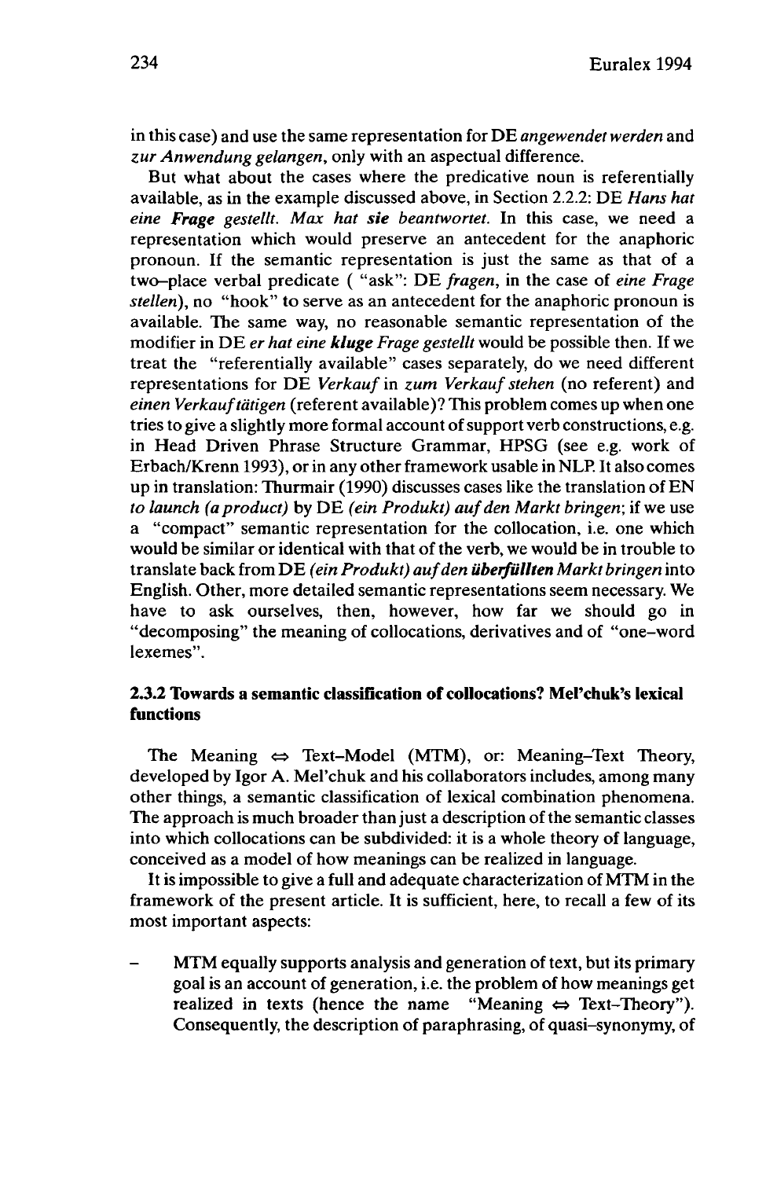in this case) and use the same representation for DE *angewendet werden* and *zur Anwendung gelangen*, only with an aspectual difference.

But what about the cases where the predicative noun is referentially available, as in the example discussed above, in Section 2.2.2: DE *Hans hat eine **Frage** gestellt. Max hat **sie** beantwortet.* In this case, we need a representation which would preserve an antecedent for the anaphoric pronoun. If the semantic representation is just the same as that of a two–place verbal predicate ( "ask": DE *fragen*, in the case of *eine Frage stellen*), no "hook" to serve as an antecedent for the anaphoric pronoun is available. The same way, no reasonable semantic representation of the modifier in DE *er hat eine **kluge** Frage gestellt* would be possible then. If we treat the "referentially available" cases separately, do we need different representations for DE *Verkauf* in *zum Verkauf stehen* (no referent) and *einen Verkauf tätigen* (referent available)? This problem comes up when one tries to give a slightly more formal account of support verb constructions, e.g. in Head Driven Phrase Structure Grammar, HPSG (see e.g. work of Erbach/Krenn 1993), or in any other framework usable in NLP. It also comes up in translation: Thurmair (1990) discusses cases like the translation of EN *to launch (a product)* by DE *(ein Produkt) auf den Markt bringen*; if we use a "compact" semantic representation for the collocation, i.e. one which would be similar or identical with that of the verb, we would be in trouble to translate back from DE *(ein Produkt) auf den **überfüllten** Markt bringen* into English. Other, more detailed semantic representations seem necessary. We have to ask ourselves, then, however, how far we should go in "decomposing" the meaning of collocations, derivatives and of "one–word lexemes".

### 2.3.2 Towards a semantic classification of collocations? Mel'chuk's lexical functions

The Meaning $\Leftrightarrow$ Text–Model (MTM), or: Meaning–Text Theory, developed by Igor A. Mel'chuk and his collaborators includes, among many other things, a semantic classification of lexical combination phenomena. The approach is much broader than just a description of the semantic classes into which collocations can be subdivided: it is a whole theory of language, conceived as a model of how meanings can be realized in language.

It is impossible to give a full and adequate characterization of MTM in the framework of the present article. It is sufficient, here, to recall a few of its most important aspects:

- MTM equally supports analysis and generation of text, but its primary goal is an account of generation, i.e. the problem of how meanings get realized in texts (hence the name "Meaning $\Leftrightarrow$ Text–Theory"). Consequently, the description of paraphrasing, of quasi–synonymy, of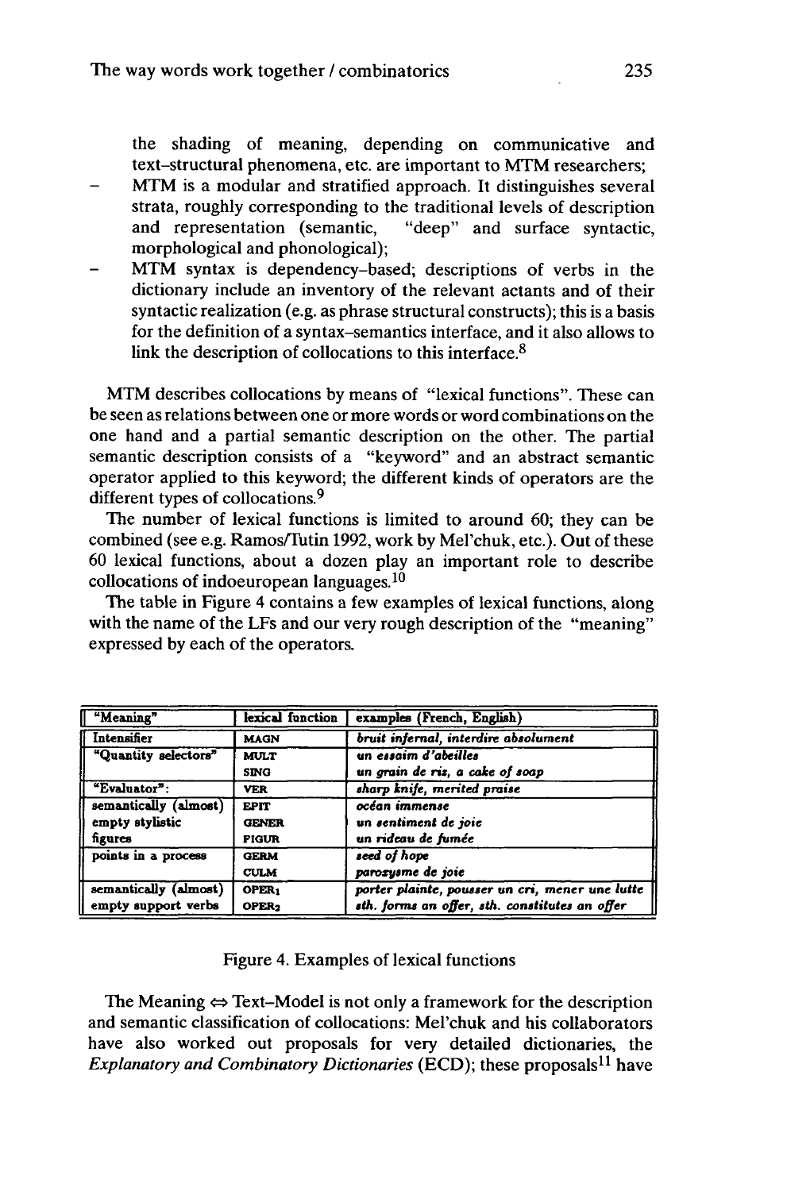the shading of meaning, depending on communicative and text–structural phenomena, etc. are important to MTM researchers;

- MTM is a modular and stratified approach. It distinguishes several strata, roughly corresponding to the traditional levels of description and representation (semantic, "deep" and surface syntactic, morphological and phonological);
- MTM syntax is dependency–based; descriptions of verbs in the dictionary include an inventory of the relevant actants and of their syntactic realization (e.g. as phrase structural constructs); this is a basis for the definition of a syntax–semantics interface, and it also allows to link the description of collocations to this interface.[8]

MTM describes collocations by means of "lexical functions". These can be seen as relations between one or more words or word combinations on the one hand and a partial semantic description on the other. The partial semantic description consists of a "keyword" and an abstract semantic operator applied to this keyword; the different kinds of operators are the different types of collocations.[9]

The number of lexical functions is limited to around 60; they can be combined (see e.g. Ramos/Tutin 1992, work by Mel'chuk, etc.). Out of these 60 lexical functions, about a dozen play an important role to describe collocations of indoeuropean languages.[10]

The table in Figure 4 contains a few examples of lexical functions, along with the name of the LFs and our very rough description of the "meaning" expressed by each of the operators.

| "Meaning" | lexical function | examples (French, English) |
|---|---|---|
| Intensifier | MAGN | *bruit infernal, interdire absolument* |
| "Quantity selectors" | MULT | *un essaim d'abeilles* |
| | SING | *un grain de riz, a cake of soap* |
| "Evaluator": | VER | *sharp knife, merited praise* |
| semantically (almost) empty stylistic figures | EPIT | *océan immense* |
| | GENER | *un sentiment de joie* |
| | FIGUR | *un rideau de fumée* |
| points in a process | GERM | *seed of hope* |
| | CULM | *paroxysme de joie* |
| semantically (almost) empty support verbs | $\text{OPER}_1$ | *porter plainte, pousser un cri, mener une lutte* |
| | $\text{OPER}_2$ | *sth. forms an offer, sth. constitutes an offer* |

Figure 4. Examples of lexical functions

The Meaning ⇔ Text–Model is not only a framework for the description and semantic classification of collocations: Mel'chuk and his collaborators have also worked out proposals for very detailed dictionaries, the *Explanatory and Combinatory Dictionaries* (ECD); these proposals[11] have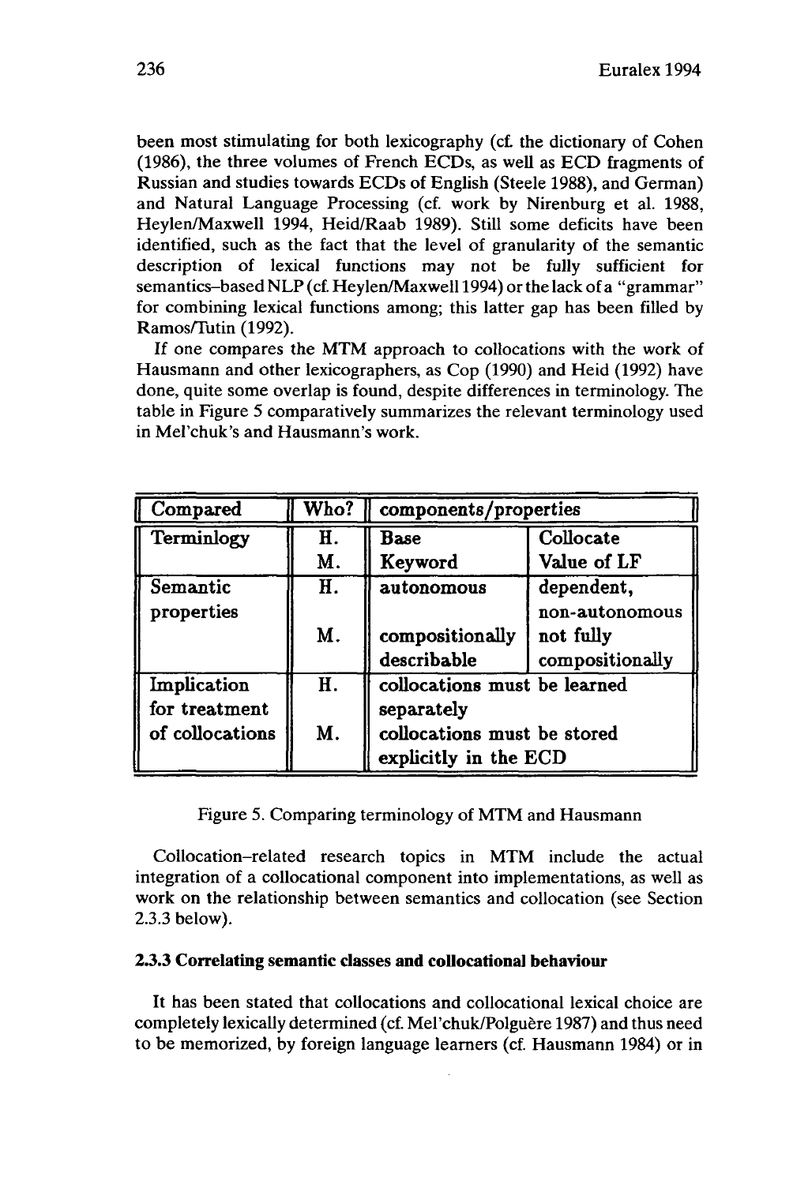been most stimulating for both lexicography (cf. the dictionary of Cohen (1986), the three volumes of French ECDs, as well as ECD fragments of Russian and studies towards ECDs of English (Steele 1988), and German) and Natural Language Processing (cf. work by Nirenburg et al. 1988, Heylen/Maxwell 1994, Heid/Raab 1989). Still some deficits have been identified, such as the fact that the level of granularity of the semantic description of lexical functions may not be fully sufficient for semantics–based NLP (cf. Heylen/Maxwell 1994) or the lack of a "grammar" for combining lexical functions among; this latter gap has been filled by Ramos/Tutin (1992).

If one compares the MTM approach to collocations with the work of Hausmann and other lexicographers, as Cop (1990) and Heid (1992) have done, quite some overlap is found, despite differences in terminology. The table in Figure 5 comparatively summarizes the relevant terminology used in Mel'chuk's and Hausmann's work.

| Compared | Who? | components/properties | |
|---|---|---|---|
| Terminlogy | H. | Base | Collocate |
| | M. | Keyword | Value of LF |
| Semantic properties | H. | autonomous | dependent, non-autonomous |
| | M. | compositionally describable | not fully compositionally |
| Implication for treatment of collocations | H. | collocations must be learned separately | |
| | M. | collocations must be stored explicitly in the ECD | |

Figure 5. Comparing terminology of MTM and Hausmann

Collocation–related research topics in MTM include the actual integration of a collocational component into implementations, as well as work on the relationship between semantics and collocation (see Section 2.3.3 below).

### 2.3.3 Correlating semantic classes and collocational behaviour

It has been stated that collocations and collocational lexical choice are completely lexically determined (cf. Mel'chuk/Polguère 1987) and thus need to be memorized, by foreign language learners (cf. Hausmann 1984) or in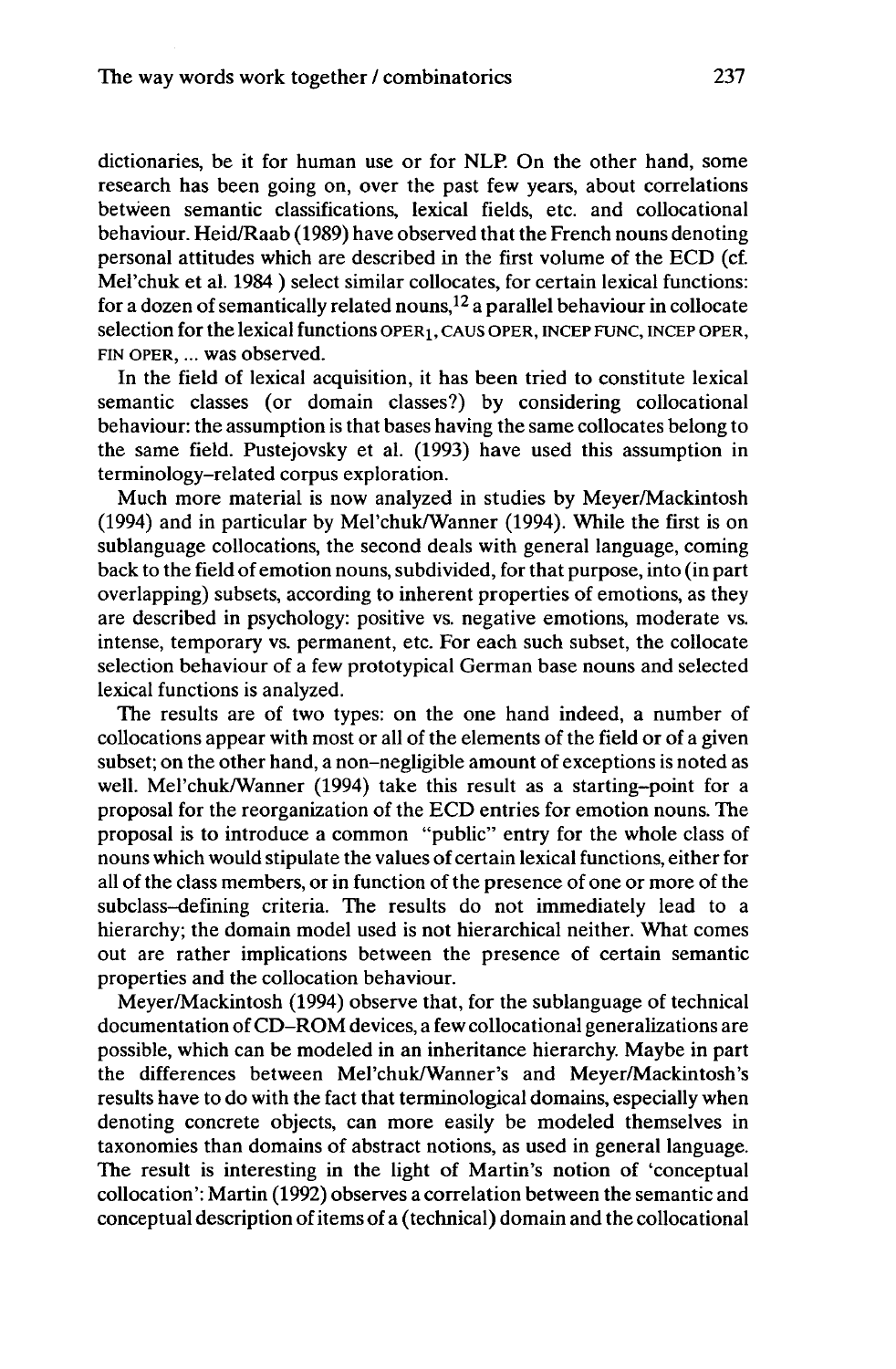dictionaries, be it for human use or for NLP. On the other hand, some research has been going on, over the past few years, about correlations between semantic classifications, lexical fields, etc. and collocational behaviour. Heid/Raab (1989) have observed that the French nouns denoting personal attitudes which are described in the first volume of the ECD (cf. Mel'chuk et al. 1984 ) select similar collocates, for certain lexical functions: for a dozen of semantically related nouns,[12] a parallel behaviour in collocate selection for the lexical functions OPER$_1$, CAUS OPER, INCEP FUNC, INCEP OPER, FIN OPER, ... was observed.

In the field of lexical acquisition, it has been tried to constitute lexical semantic classes (or domain classes?) by considering collocational behaviour: the assumption is that bases having the same collocates belong to the same field. Pustejovsky et al. (1993) have used this assumption in terminology-related corpus exploration.

Much more material is now analyzed in studies by Meyer/Mackintosh (1994) and in particular by Mel'chuk/Wanner (1994). While the first is on sublanguage collocations, the second deals with general language, coming back to the field of emotion nouns, subdivided, for that purpose, into (in part overlapping) subsets, according to inherent properties of emotions, as they are described in psychology: positive vs. negative emotions, moderate vs. intense, temporary vs. permanent, etc. For each such subset, the collocate selection behaviour of a few prototypical German base nouns and selected lexical functions is analyzed.

The results are of two types: on the one hand indeed, a number of collocations appear with most or all of the elements of the field or of a given subset; on the other hand, a non-negligible amount of exceptions is noted as well. Mel'chuk/Wanner (1994) take this result as a starting-point for a proposal for the reorganization of the ECD entries for emotion nouns. The proposal is to introduce a common "public" entry for the whole class of nouns which would stipulate the values of certain lexical functions, either for all of the class members, or in function of the presence of one or more of the subclass-defining criteria. The results do not immediately lead to a hierarchy; the domain model used is not hierarchical neither. What comes out are rather implications between the presence of certain semantic properties and the collocation behaviour.

Meyer/Mackintosh (1994) observe that, for the sublanguage of technical documentation of CD-ROM devices, a few collocational generalizations are possible, which can be modeled in an inheritance hierarchy. Maybe in part the differences between Mel'chuk/Wanner's and Meyer/Mackintosh's results have to do with the fact that terminological domains, especially when denoting concrete objects, can more easily be modeled themselves in taxonomies than domains of abstract notions, as used in general language. The result is interesting in the light of Martin's notion of 'conceptual collocation': Martin (1992) observes a correlation between the semantic and conceptual description of items of a (technical) domain and the collocational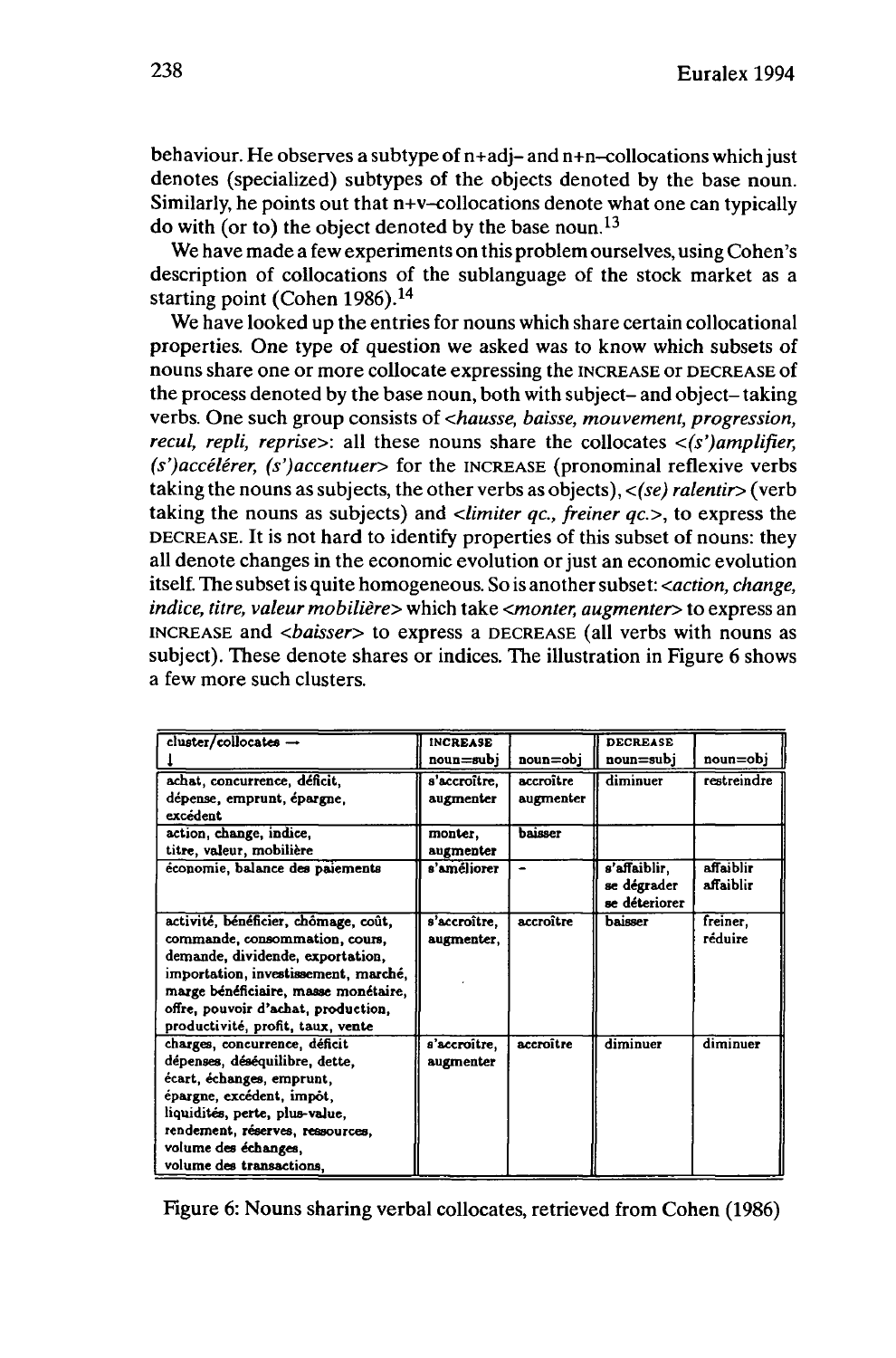behaviour. He observes a subtype of n+adj– and n+n–collocations which just denotes (specialized) subtypes of the objects denoted by the base noun. Similarly, he points out that n+v–collocations denote what one can typically do with (or to) the object denoted by the base noun.[13]

We have made a few experiments on this problem ourselves, using Cohen's description of collocations of the sublanguage of the stock market as a starting point (Cohen 1986).[14]

We have looked up the entries for nouns which share certain collocational properties. One type of question we asked was to know which subsets of nouns share one or more collocate expressing the INCREASE or DECREASE of the process denoted by the base noun, both with subject– and object– taking verbs. One such group consists of *<hausse, baisse, mouvement, progression, recul, repli, reprise>*: all these nouns share the collocates *<(s')amplifier, (s')accélérer, (s')accentuer>* for the INCREASE (pronominal reflexive verbs taking the nouns as subjects, the other verbs as objects), *<(se) ralentir>* (verb taking the nouns as subjects) and *<limiter qc., freiner qc.>*, to express the DECREASE. It is not hard to identify properties of this subset of nouns: they all denote changes in the economic evolution or just an economic evolution itself. The subset is quite homogeneous. So is another subset: *<action, change, indice, titre, valeur mobilière>* which take *<monter, augmenter>* to express an INCREASE and *<baisser>* to express a DECREASE (all verbs with nouns as subject). These denote shares or indices. The illustration in Figure 6 shows a few more such clusters.

| cluster/collocates → ↓ | INCREASE noun=subj | noun=obj | DECREASE noun=subj | noun=obj |
|---|---|---|---|---|
| achat, concurrence, déficit, dépense, emprunt, épargne, excédent | s'accroître, augmenter | accroître augmenter | diminuer | restreindre |
| action, change, indice, titre, valeur, mobilière | monter, augmenter | baisser | | |
| économie, balance des paiements | s'améliorer | - | s'affaiblir, se dégrader se déteriorer | affaiblir affaiblir |
| activité, bénéficier, chômage, coût, commande, consommation, cours, demande, dividende, exportation, importation, investissement, marché, marge bénéficiaire, masse monétaire, offre, pouvoir d'achat, production, productivité, profit, taux, vente | s'accroître, augmenter, | accroître | baisser | freiner, réduire |
| charges, concurrence, déficit dépenses, déséquilibre, dette, écart, échanges, emprunt, épargne, excédent, impôt, liquidités, perte, plus-value, rendement, réserves, ressources, volume des échanges, volume des transactions, | s'accroître, augmenter | accroître | diminuer | diminuer |

Figure 6: Nouns sharing verbal collocates, retrieved from Cohen (1986)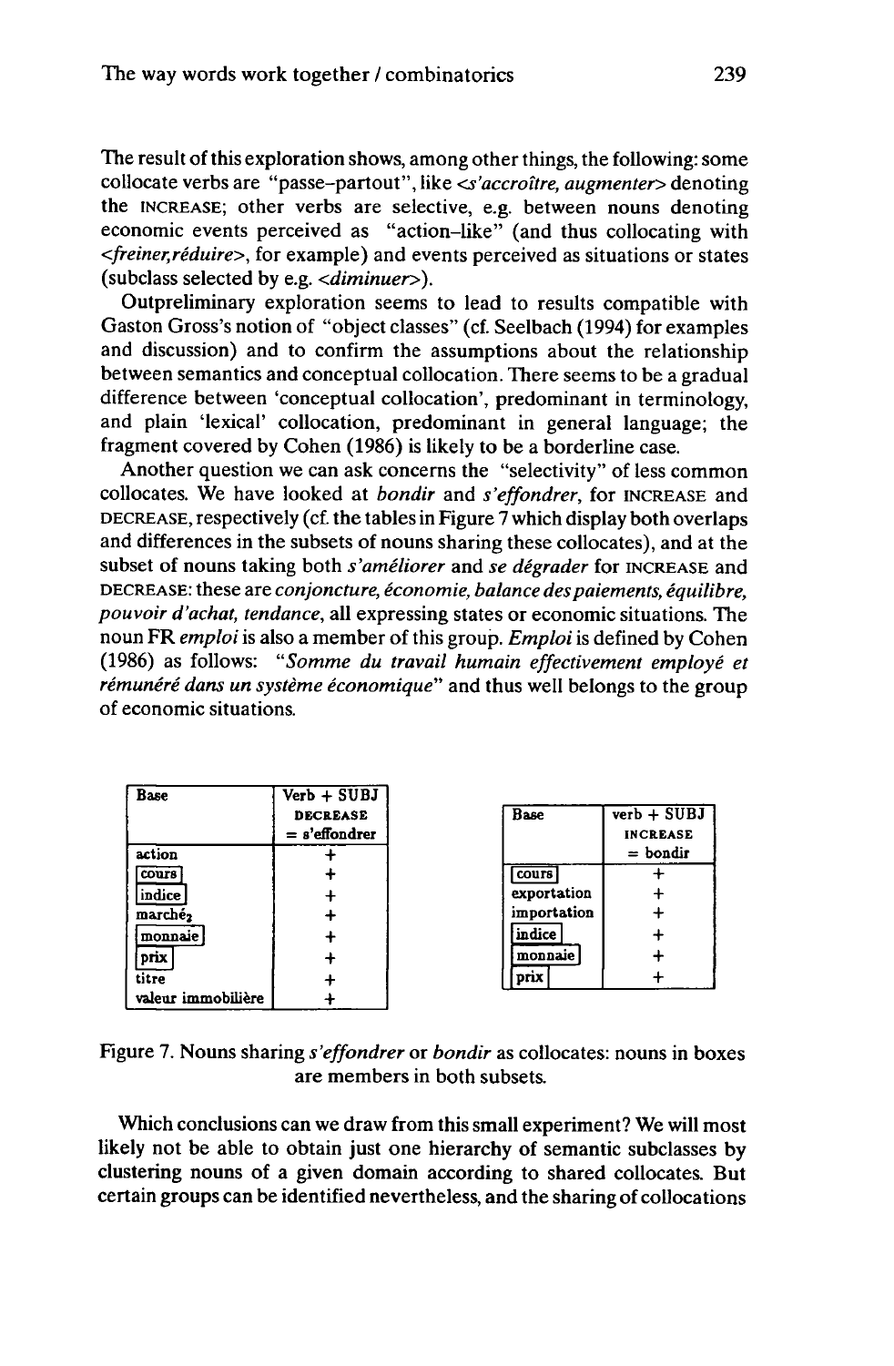The result of this exploration shows, among other things, the following: some collocate verbs are "passe-partout", like *<s'accroître, augmenter>* denoting the INCREASE; other verbs are selective, e.g. between nouns denoting economic events perceived as "action-like" (and thus collocating with *<freiner,réduire>*, for example) and events perceived as situations or states (subclass selected by e.g. *<diminuer>*).

Outpreliminary exploration seems to lead to results compatible with Gaston Gross's notion of "object classes" (cf. Seelbach (1994) for examples and discussion) and to confirm the assumptions about the relationship between semantics and conceptual collocation. There seems to be a gradual difference between 'conceptual collocation', predominant in terminology, and plain 'lexical' collocation, predominant in general language; the fragment covered by Cohen (1986) is likely to be a borderline case.

Another question we can ask concerns the "selectivity" of less common collocates. We have looked at *bondir* and *s'effondrer*, for INCREASE and DECREASE, respectively (cf. the tables in Figure 7 which display both overlaps and differences in the subsets of nouns sharing these collocates), and at the subset of nouns taking both *s'améliorer* and *se dégrader* for INCREASE and DECREASE: these are *conjoncture, économie, balance des paiements, équilibre, pouvoir d'achat, tendance*, all expressing states or economic situations. The noun FR *emploi* is also a member of this group. *Emploi* is defined by Cohen (1986) as follows: "*Somme du travail humain effectivement employé et rémunéré dans un système économique*" and thus well belongs to the group of economic situations.

| Base | Verb + SUBJ DECREASE = s'effondrer |
|---|---|
| action | + |
| [cours] | + |
| [indice] | + |
| $marché_2$ | + |
| [monnaie] | + |
| [prix] | + |
| titre | + |
| valeur immobilière | + |

| Base | verb + SUBJ INCREASE = bondir |
|---|---|
| [cours] | + |
| exportation | + |
| importation | + |
| [indice] | + |
| [monnaie] | + |
| [prix] | + |

Figure 7. Nouns sharing *s'effondrer* or *bondir* as collocates: nouns in boxes are members in both subsets.

Which conclusions can we draw from this small experiment? We will most likely not be able to obtain just one hierarchy of semantic subclasses by clustering nouns of a given domain according to shared collocates. But certain groups can be identified nevertheless, and the sharing of collocations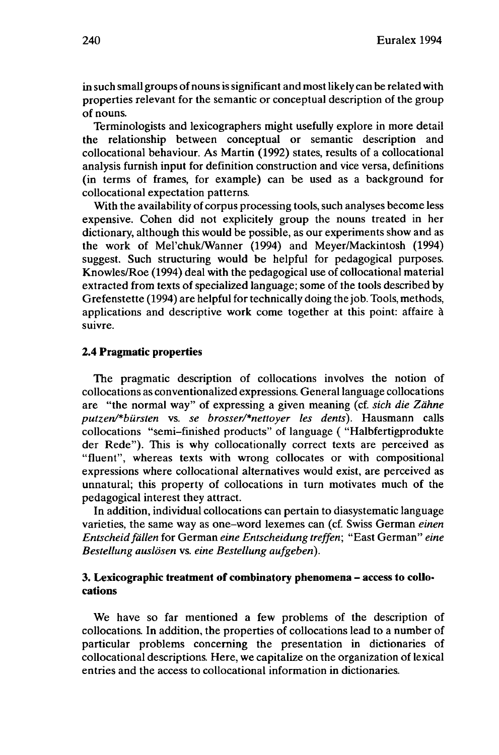in such small groups of nouns is significant and most likely can be related with properties relevant for the semantic or conceptual description of the group of nouns.

Terminologists and lexicographers might usefully explore in more detail the relationship between conceptual or semantic description and collocational behaviour. As Martin (1992) states, results of a collocational analysis furnish input for definition construction and vice versa, definitions (in terms of frames, for example) can be used as a background for collocational expectation patterns.

With the availability of corpus processing tools, such analyses become less expensive. Cohen did not explicitely group the nouns treated in her dictionary, although this would be possible, as our experiments show and as the work of Mel'chuk/Wanner (1994) and Meyer/Mackintosh (1994) suggest. Such structuring would be helpful for pedagogical purposes. Knowles/Roe (1994) deal with the pedagogical use of collocational material extracted from texts of specialized language; some of the tools described by Grefenstette (1994) are helpful for technically doing the job. Tools, methods, applications and descriptive work come together at this point: affaire à suivre.

### 2.4 Pragmatic properties

The pragmatic description of collocations involves the notion of collocations as conventionalized expressions. General language collocations are "the normal way" of expressing a given meaning (cf. *sich die Zähne putzen/*bürsten* vs. *se brosser/*nettoyer les dents*). Hausmann calls collocations "semi-finished products" of language ( "Halbfertigprodukte der Rede"). This is why collocationally correct texts are perceived as "fluent", whereas texts with wrong collocates or with compositional expressions where collocational alternatives would exist, are perceived as unnatural; this property of collocations in turn motivates much of the pedagogical interest they attract.

In addition, individual collocations can pertain to diasystematic language varieties, the same way as one-word lexemes can (cf. Swiss German *einen Entscheid fällen* for German *eine Entscheidung treffen*; "East German" *eine Bestellung auslösen* vs. *eine Bestellung aufgeben*).

## 3. Lexicographic treatment of combinatory phenomena – access to collocations

We have so far mentioned a few problems of the description of collocations. In addition, the properties of collocations lead to a number of particular problems concerning the presentation in dictionaries of collocational descriptions. Here, we capitalize on the organization of lexical entries and the access to collocational information in dictionaries.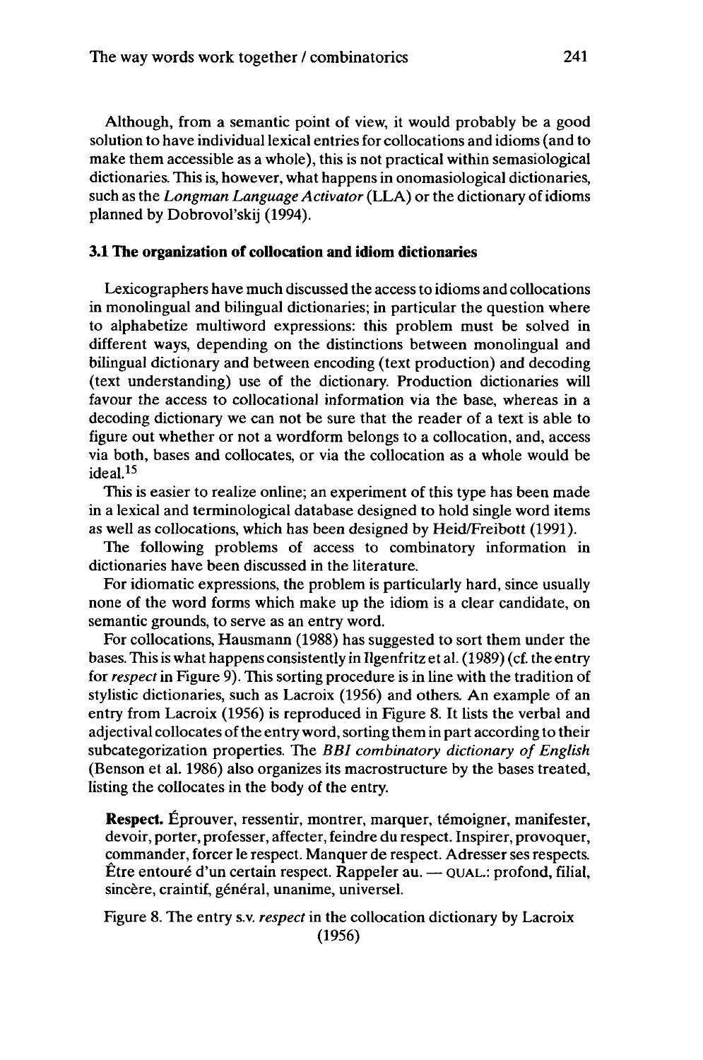Although, from a semantic point of view, it would probably be a good solution to have individual lexical entries for collocations and idioms (and to make them accessible as a whole), this is not practical within semasiological dictionaries. This is, however, what happens in onomasiological dictionaries, such as the *Longman Language Activator* (LLA) or the dictionary of idioms planned by Dobrovol'skij (1994).

### 3.1 The organization of collocation and idiom dictionaries

Lexicographers have much discussed the access to idioms and collocations in monolingual and bilingual dictionaries; in particular the question where to alphabetize multiword expressions: this problem must be solved in different ways, depending on the distinctions between monolingual and bilingual dictionary and between encoding (text production) and decoding (text understanding) use of the dictionary. Production dictionaries will favour the access to collocational information via the base, whereas in a decoding dictionary we can not be sure that the reader of a text is able to figure out whether or not a wordform belongs to a collocation, and, access via both, bases and collocates, or via the collocation as a whole would be ideal.[15]

This is easier to realize online; an experiment of this type has been made in a lexical and terminological database designed to hold single word items as well as collocations, which has been designed by Heid/Freibott (1991).

The following problems of access to combinatory information in dictionaries have been discussed in the literature.

For idiomatic expressions, the problem is particularly hard, since usually none of the word forms which make up the idiom is a clear candidate, on semantic grounds, to serve as an entry word.

For collocations, Hausmann (1988) has suggested to sort them under the bases. This is what happens consistently in Ilgenfritz et al. (1989) (cf. the entry for *respect* in Figure 9). This sorting procedure is in line with the tradition of stylistic dictionaries, such as Lacroix (1956) and others. An example of an entry from Lacroix (1956) is reproduced in Figure 8. It lists the verbal and adjectival collocates of the entry word, sorting them in part according to their subcategorization properties. The *BBI combinatory dictionary of English* (Benson et al. 1986) also organizes its macrostructure by the bases treated, listing the collocates in the body of the entry.

> **Respect.** Éprouver, ressentir, montrer, marquer, témoigner, manifester, devoir, porter, professer, affecter, feindre du respect. Inspirer, provoquer, commander, forcer le respect. Manquer de respect. Adresser ses respects. Être entouré d'un certain respect. Rappeler au. — QUAL.: profond, filial, sincère, craintif, général, unanime, universel.

Figure 8. The entry s.v. *respect* in the collocation dictionary by Lacroix (1956)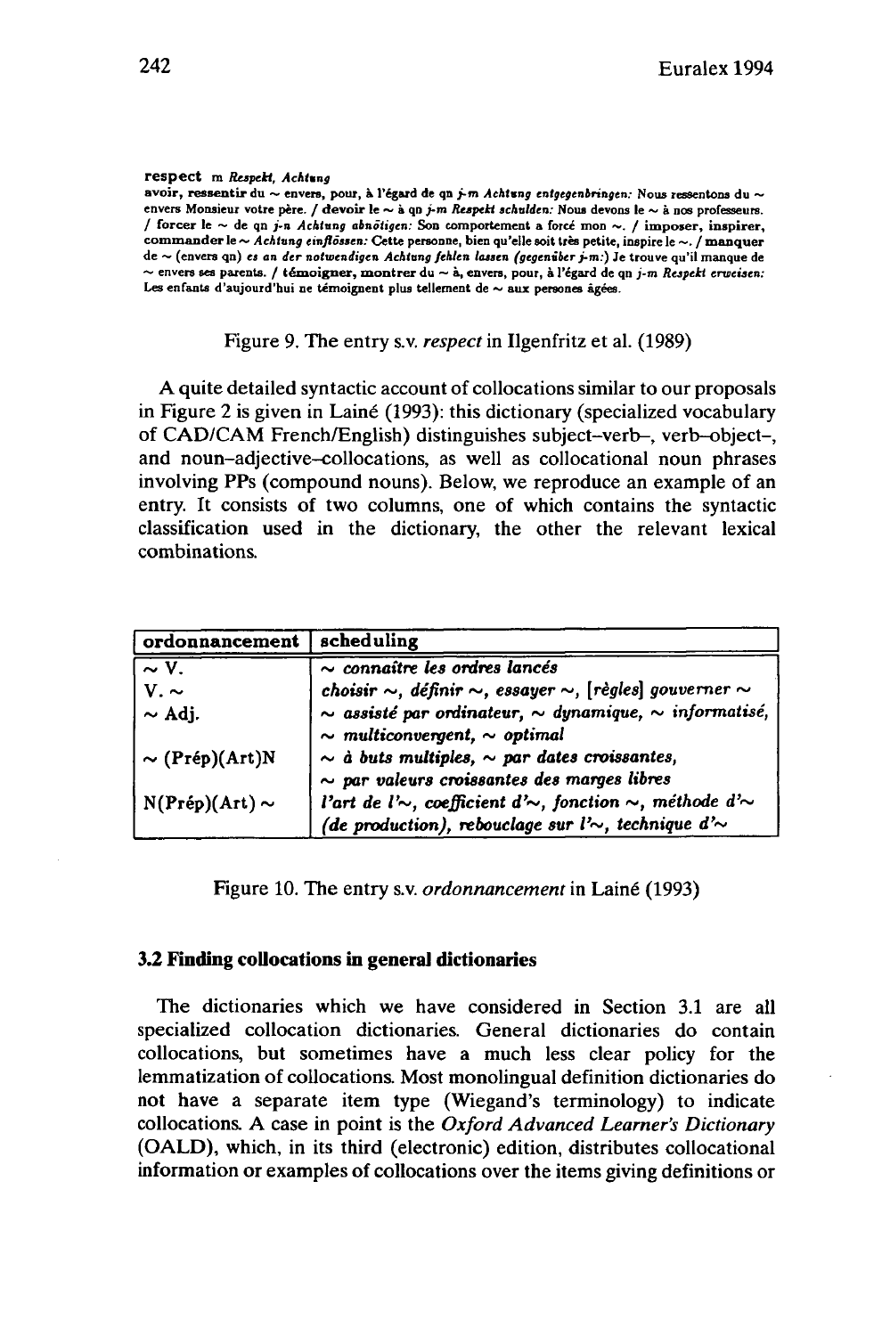**respect** m *Respekt, Achtung*

**avoir, ressentir** du ~ envers, pour, à l'égard de qn *j-m Achtung entgegenbringen:* Nous ressentons du ~ envers Monsieur votre père. / **devoir** le ~ à qn *j-m Respekt schulden:* Nous devons le ~ à nos professeurs. / **forcer** le ~ de qn *j-n Achtung abnötigen:* Son comportement a forcé mon ~. / **imposer, inspirer, commander** le ~ *Achtung einflössen:* Cette personne, bien qu'elle soit très petite, inspire le ~. / **manquer** de ~ (envers qn) *es an der notwendigen Achtung fehlen lassen (gegenüber j-m:)* Je trouve qu'il manque de ~ envers ses parents. / **témoigner, montrer** du ~ à, envers, pour, à l'égard de qn *j-m Respekt erweisen:* Les enfants d'aujourd'hui ne témoignent plus tellement de ~ aux persones âgées.

Figure 9. The entry s.v. *respect* in Ilgenfritz et al. (1989)

A quite detailed syntactic account of collocations similar to our proposals in Figure 2 is given in Lainé (1993): this dictionary (specialized vocabulary of CAD/CAM French/English) distinguishes subject–verb–, verb–object–, and noun–adjective–collocations, as well as collocational noun phrases involving PPs (compound nouns). Below, we reproduce an example of an entry. It consists of two columns, one of which contains the syntactic classification used in the dictionary, the other the relevant lexical combinations.

| **ordonnancement** | **scheduling** |
|---|---|
| ~ V. | *~ connaître les ordres lancés* |
| V. ~ | *choisir ~, définir ~, essayer ~, [règles] gouverner ~* |
| ~ Adj. | *~ assisté par ordinateur, ~ dynamique, ~ informatisé, ~ multiconvergent, ~ optimal* |
| ~ (Prép)(Art)N | *~ à buts multiples, ~ par dates croissantes, ~ par valeurs croissantes des marges libres* |
| N(Prép)(Art) ~ | *l'art de l'~, coefficient d'~, fonction ~, méthode d'~ (de production), rebouclage sur l'~, technique d'~* |

Figure 10. The entry s.v. *ordonnancement* in Lainé (1993)

### 3.2 Finding collocations in general dictionaries

The dictionaries which we have considered in Section 3.1 are all specialized collocation dictionaries. General dictionaries do contain collocations, but sometimes have a much less clear policy for the lemmatization of collocations. Most monolingual definition dictionaries do not have a separate item type (Wiegand's terminology) to indicate collocations. A case in point is the *Oxford Advanced Learner's Dictionary* (OALD), which, in its third (electronic) edition, distributes collocational information or examples of collocations over the items giving definitions or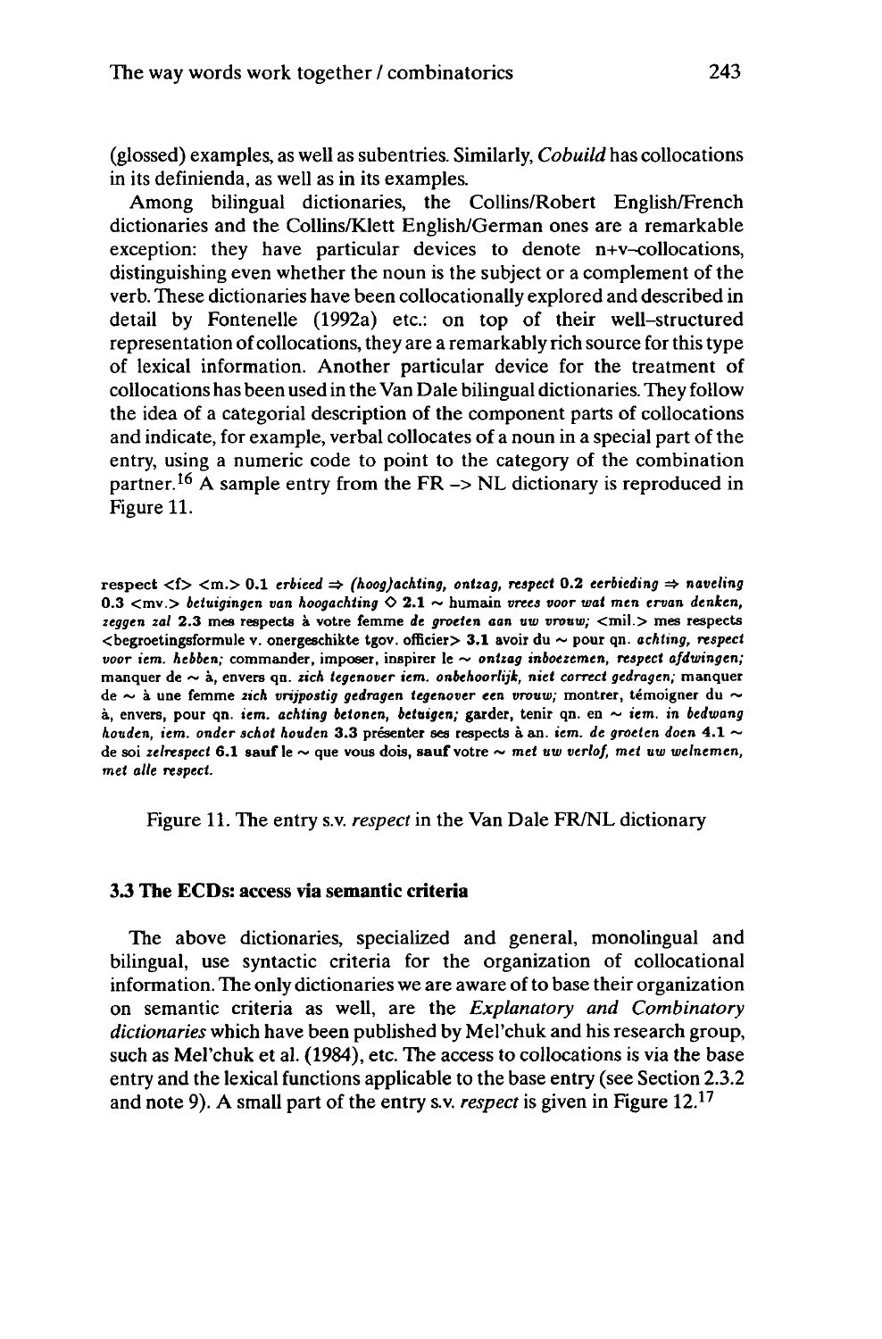(glossed) examples, as well as subentries. Similarly, *Cobuild* has collocations in its definienda, as well as in its examples.

Among bilingual dictionaries, the Collins/Robert English/French dictionaries and the Collins/Klett English/German ones are a remarkable exception: they have particular devices to denote n+v–collocations, distinguishing even whether the noun is the subject or a complement of the verb. These dictionaries have been collocationally explored and described in detail by Fontenelle (1992a) etc.: on top of their well–structured representation of collocations, they are a remarkably rich source for this type of lexical information. Another particular device for the treatment of collocations has been used in the Van Dale bilingual dictionaries. They follow the idea of a categorial description of the component parts of collocations and indicate, for example, verbal collocates of a noun in a special part of the entry, using a numeric code to point to the category of the combination partner.[16] A sample entry from the FR –> NL dictionary is reproduced in Figure 11.

**respect** <f> <m.> **0.1** *erbied ⇒ (hoog)achting, ontzag, respect* **0.2** *eerbieding ⇒ naveling* **0.3** <mv.> *betuigingen van hoogachting* ◊ **2.1** ~ humain *vrees voor wat men ervan denken, zeggen zal* **2.3** mes respects à votre femme *de groeten aan uw vrouw;* <mil.> mes respects <begroetingsformule v. onergeschikte tgov. officier> **3.1** avoir du ~ pour qn. *achting, respect voor iem. hebben;* commander, imposer, inspirer le ~ *ontzag inboezemen, respect afdwingen;* manquer de ~ à, envers qn. *zich tegenover iem. onbehoorlijk, niet correct gedragen;* manquer de ~ à une femme *zich vrijpostig gedragen tegenover een vrouw;* montrer, témoigner du ~ à, envers, pour qn. *iem. achting betonen, betuigen;* garder, tenir qn. en ~ *iem. in bedwang houden, iem. onder schot houden* **3.3** présenter ses respects à an. *iem. de groeten doen* **4.1** ~ de soi *zelrespect* **6.1** **sauf le** ~ que vous dois, **sauf** votre ~ *met uw verlof, met uw welnemen, met alle respect.*

Figure 11. The entry s.v. *respect* in the Van Dale FR/NL dictionary

### 3.3 The ECDs: access via semantic criteria

The above dictionaries, specialized and general, monolingual and bilingual, use syntactic criteria for the organization of collocational information. The only dictionaries we are aware of to base their organization on semantic criteria as well, are the *Explanatory and Combinatory dictionaries* which have been published by Mel'chuk and his research group, such as Mel'chuk et al. (1984), etc. The access to collocations is via the base entry and the lexical functions applicable to the base entry (see Section 2.3.2 and note 9). A small part of the entry s.v. *respect* is given in Figure 12.[17]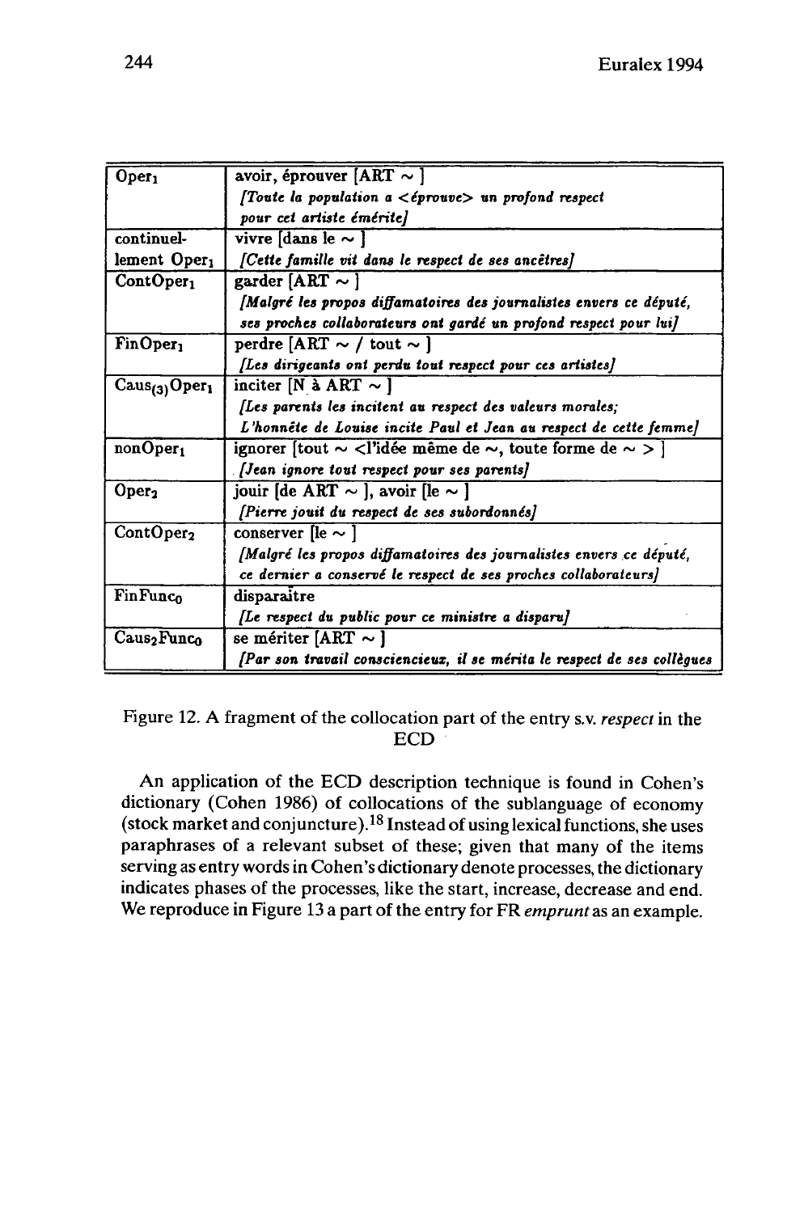| | |
|---|---|
| $Oper_1$ | avoir, éprouver [ART ~ ] *[Toute la population a <éprouve> un profond respect pour cet artiste émérite]* |
| continuel-lement $Oper_1$ | vivre [dans le ~ ] *[Cette famille vit dans le respect de ses ancêtres]* |
| $ContOper_1$ | garder [ART ~ ] *[Malgré les propos diffamatoires des journalistes envers ce député, ses proches collaborateurs ont gardé un profond respect pour lui]* |
| $FinOper_1$ | perdre [ART ~ / tout ~ ] *[Les dirigeants ont perdu tout respect pour ces artistes]* |
| $Caus_{(3)}Oper_1$ | inciter [N à ART ~ ] *[Les parents les incitent au respect des valeurs morales; L'honnête de Louise incite Paul et Jean au respect de cette femme]* |
| $nonOper_1$ | ignorer [tout ~ <l'idée même de ~, toute forme de ~ > ] *[Jean ignore tout respect pour ses parents]* |
| $Oper_2$ | jouir [de ART ~ ], avoir [le ~ ] *[Pierre jouit du respect de ses subordonnés]* |
| $ContOper_2$ | conserver [le ~ ] *[Malgré les propos diffamatoires des journalistes envers ce député, ce dernier a conservé le respect de ses proches collaborateurs]* |
| $FinFunc_0$ | disparaître *[Le respect du public pour ce ministre a disparu]* |
| $Caus_2Func_0$ | se mériter [ART ~ ] *[Par son travail consciencieux, il se mérita le respect de ses collègues* |

Figure 12. A fragment of the collocation part of the entry s.v. *respect* in the ECD

An application of the ECD description technique is found in Cohen's dictionary (Cohen 1986) of collocations of the sublanguage of economy (stock market and conjuncture).[18] Instead of using lexical functions, she uses paraphrases of a relevant subset of these; given that many of the items serving as entry words in Cohen's dictionary denote processes, the dictionary indicates phases of the processes, like the start, increase, decrease and end. We reproduce in Figure 13 a part of the entry for FR *emprunt* as an example.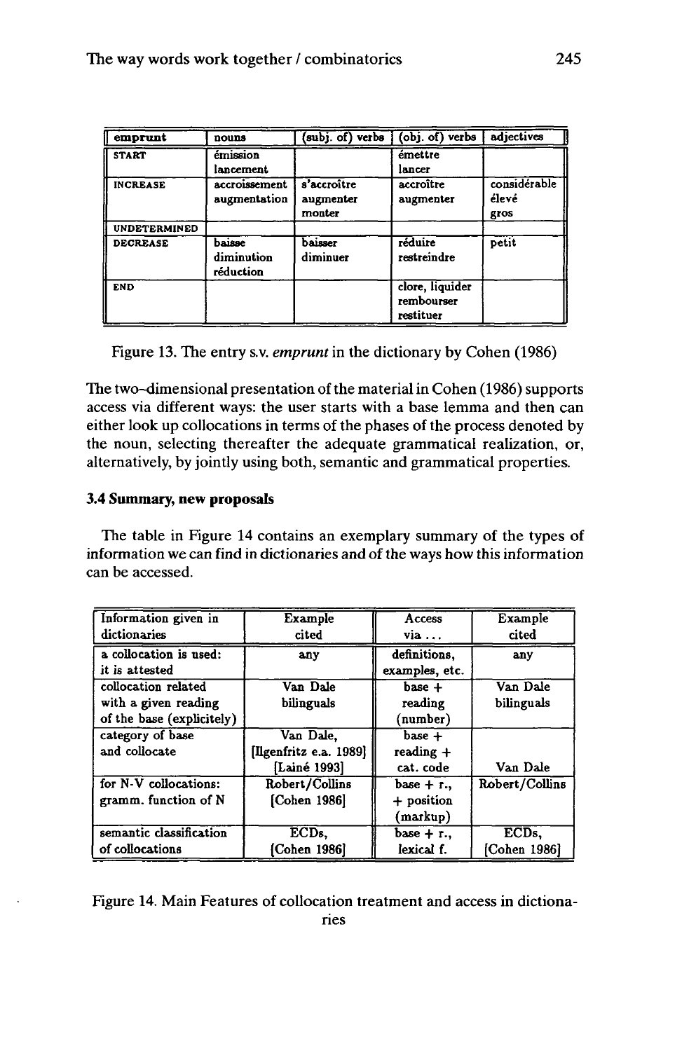| emprunt | nouns | (subj. of) verbs | (obj. of) verbs | adjectives |
|---|---|---|---|---|
| START | émission<br>lancement | | émettre<br>lancer | |
| INCREASE | accroissement<br>augmentation | s'accroître<br>augmenter<br>monter | accroître<br>augmenter | considérable<br>élevé<br>gros |
| UNDETERMINED | | | | |
| DECREASE | baisse<br>diminution<br>réduction | baisser<br>diminuer | réduire<br>restreindre | petit |
| END | | | clore, liquider<br>rembourser<br>restituer | |

Figure 13. The entry s.v. *emprunt* in the dictionary by Cohen (1986)

The two-dimensional presentation of the material in Cohen (1986) supports access via different ways: the user starts with a base lemma and then can either look up collocations in terms of the phases of the process denoted by the noun, selecting thereafter the adequate grammatical realization, or, alternatively, by jointly using both, semantic and grammatical properties.

### 3.4 Summary, new proposals

The table in Figure 14 contains an exemplary summary of the types of information we can find in dictionaries and of the ways how this information can be accessed.

| Information given in dictionaries | Example cited | Access via ... | Example cited |
|---|---|---|---|
| a collocation is used: it is attested | any | definitions, examples, etc. | any |
| collocation related with a given reading of the base (explicitely) | Van Dale bilinguals | base + reading (number) | Van Dale bilinguals |
| category of base and collocate | Van Dale, [Ilgenfritz e.a. 1989] [Lainé 1993] | base + reading + cat. code | Van Dale |
| for N-V collocations: gramm. function of N | Robert/Collins [Cohen 1986] | base + r., + position (markup) | Robert/Collins |
| semantic classification of collocations | ECDs, [Cohen 1986] | base + r., lexical f. | ECDs, [Cohen 1986] |

Figure 14. Main Features of collocation treatment and access in dictionaries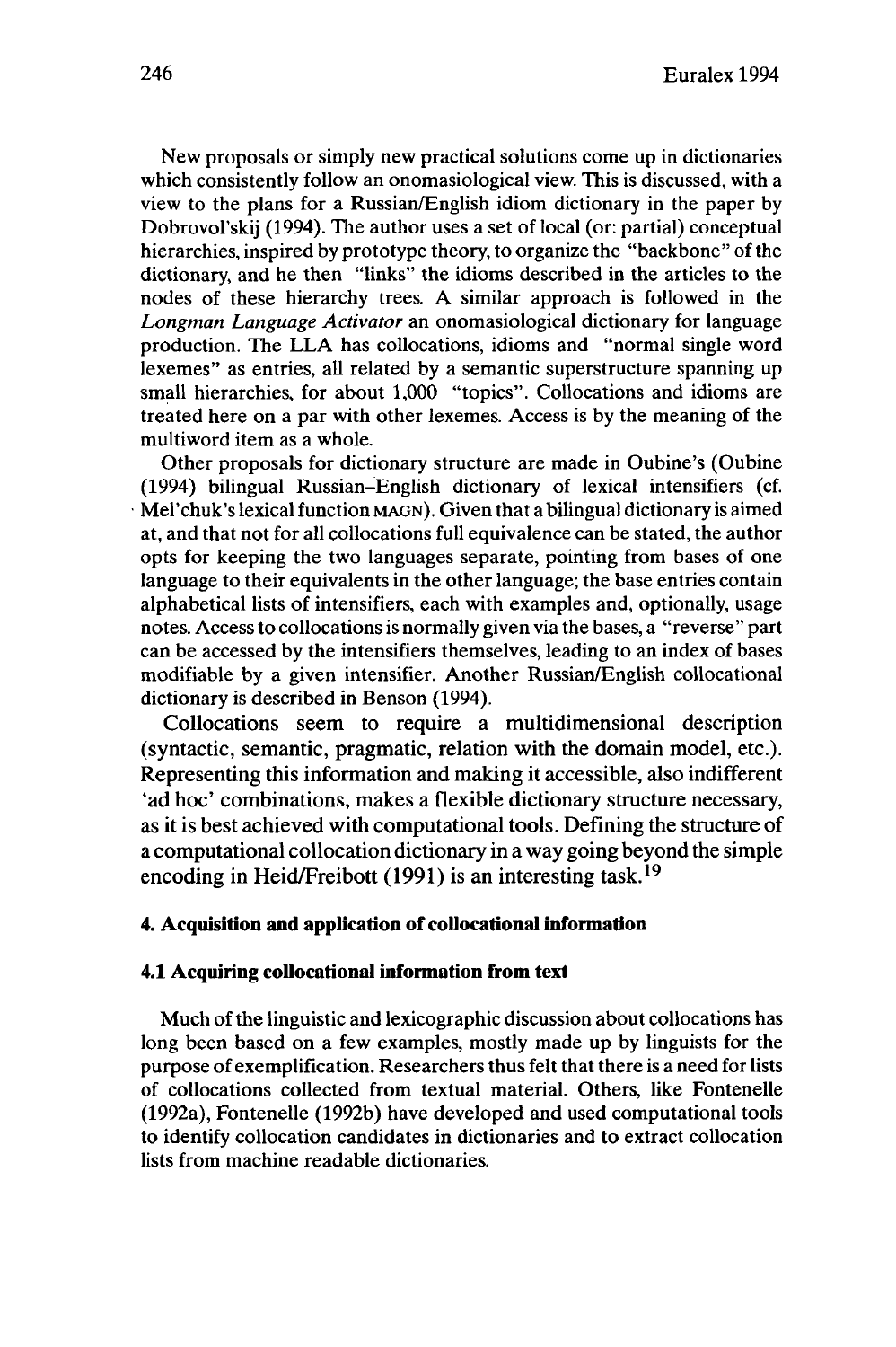New proposals or simply new practical solutions come up in dictionaries which consistently follow an onomasiological view. This is discussed, with a view to the plans for a Russian/English idiom dictionary in the paper by Dobrovol'skij (1994). The author uses a set of local (or: partial) conceptual hierarchies, inspired by prototype theory, to organize the "backbone" of the dictionary, and he then "links" the idioms described in the articles to the nodes of these hierarchy trees. A similar approach is followed in the *Longman Language Activator* an onomasiological dictionary for language production. The LLA has collocations, idioms and "normal single word lexemes" as entries, all related by a semantic superstructure spanning up small hierarchies, for about 1,000 "topics". Collocations and idioms are treated here on a par with other lexemes. Access is by the meaning of the multiword item as a whole.

Other proposals for dictionary structure are made in Oubine's (Oubine (1994) bilingual Russian–English dictionary of lexical intensifiers (cf. Mel'chuk's lexical function MAGN). Given that a bilingual dictionary is aimed at, and that not for all collocations full equivalence can be stated, the author opts for keeping the two languages separate, pointing from bases of one language to their equivalents in the other language; the base entries contain alphabetical lists of intensifiers, each with examples and, optionally, usage notes. Access to collocations is normally given via the bases, a "reverse" part can be accessed by the intensifiers themselves, leading to an index of bases modifiable by a given intensifier. Another Russian/English collocational dictionary is described in Benson (1994).

Collocations seem to require a multidimensional description (syntactic, semantic, pragmatic, relation with the domain model, etc.). Representing this information and making it accessible, also indifferent 'ad hoc' combinations, makes a flexible dictionary structure necessary, as it is best achieved with computational tools. Defining the structure of a computational collocation dictionary in a way going beyond the simple encoding in Heid/Freibott (1991) is an interesting task.[19]

## 4. Acquisition and application of collocational information

### 4.1 Acquiring collocational information from text

Much of the linguistic and lexicographic discussion about collocations has long been based on a few examples, mostly made up by linguists for the purpose of exemplification. Researchers thus felt that there is a need for lists of collocations collected from textual material. Others, like Fontenelle (1992a), Fontenelle (1992b) have developed and used computational tools to identify collocation candidates in dictionaries and to extract collocation lists from machine readable dictionaries.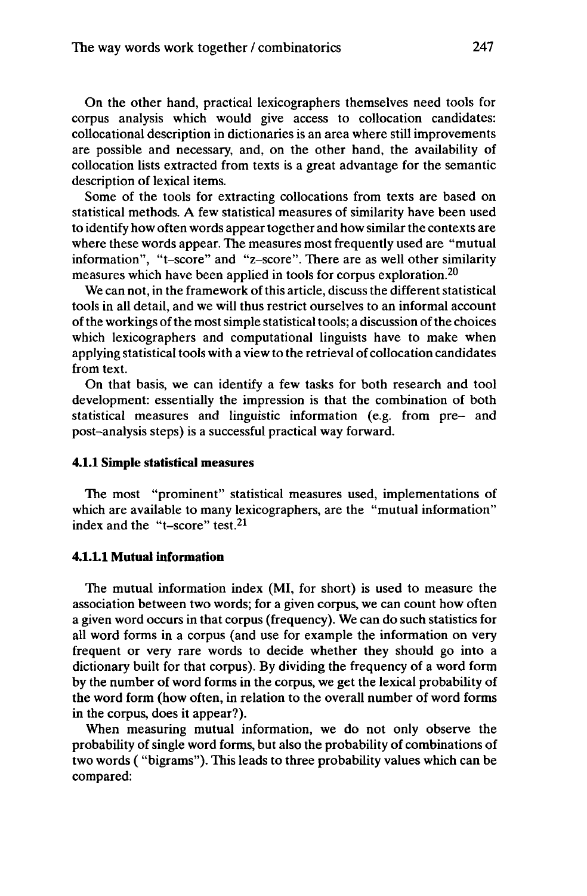On the other hand, practical lexicographers themselves need tools for corpus analysis which would give access to collocation candidates: collocational description in dictionaries is an area where still improvements are possible and necessary, and, on the other hand, the availability of collocation lists extracted from texts is a great advantage for the semantic description of lexical items.

Some of the tools for extracting collocations from texts are based on statistical methods. A few statistical measures of similarity have been used to identify how often words appear together and how similar the contexts are where these words appear. The measures most frequently used are "mutual information", "t–score" and "z–score". There are as well other similarity measures which have been applied in tools for corpus exploration.[20]

We can not, in the framework of this article, discuss the different statistical tools in all detail, and we will thus restrict ourselves to an informal account of the workings of the most simple statistical tools; a discussion of the choices which lexicographers and computational linguists have to make when applying statistical tools with a view to the retrieval of collocation candidates from text.

On that basis, we can identify a few tasks for both research and tool development: essentially the impression is that the combination of both statistical measures and linguistic information (e.g. from pre– and post–analysis steps) is a successful practical way forward.

#### 4.1.1 Simple statistical measures

The most "prominent" statistical measures used, implementations of which are available to many lexicographers, are the "mutual information" index and the "t–score" test.[21]

#### 4.1.1.1 Mutual information

The mutual information index (MI, for short) is used to measure the association between two words; for a given corpus, we can count how often a given word occurs in that corpus (frequency). We can do such statistics for all word forms in a corpus (and use for example the information on very frequent or very rare words to decide whether they should go into a dictionary built for that corpus). By dividing the frequency of a word form by the number of word forms in the corpus, we get the lexical probability of the word form (how often, in relation to the overall number of word forms in the corpus, does it appear?).

When measuring mutual information, we do not only observe the probability of single word forms, but also the probability of combinations of two words ( "bigrams"). This leads to three probability values which can be compared: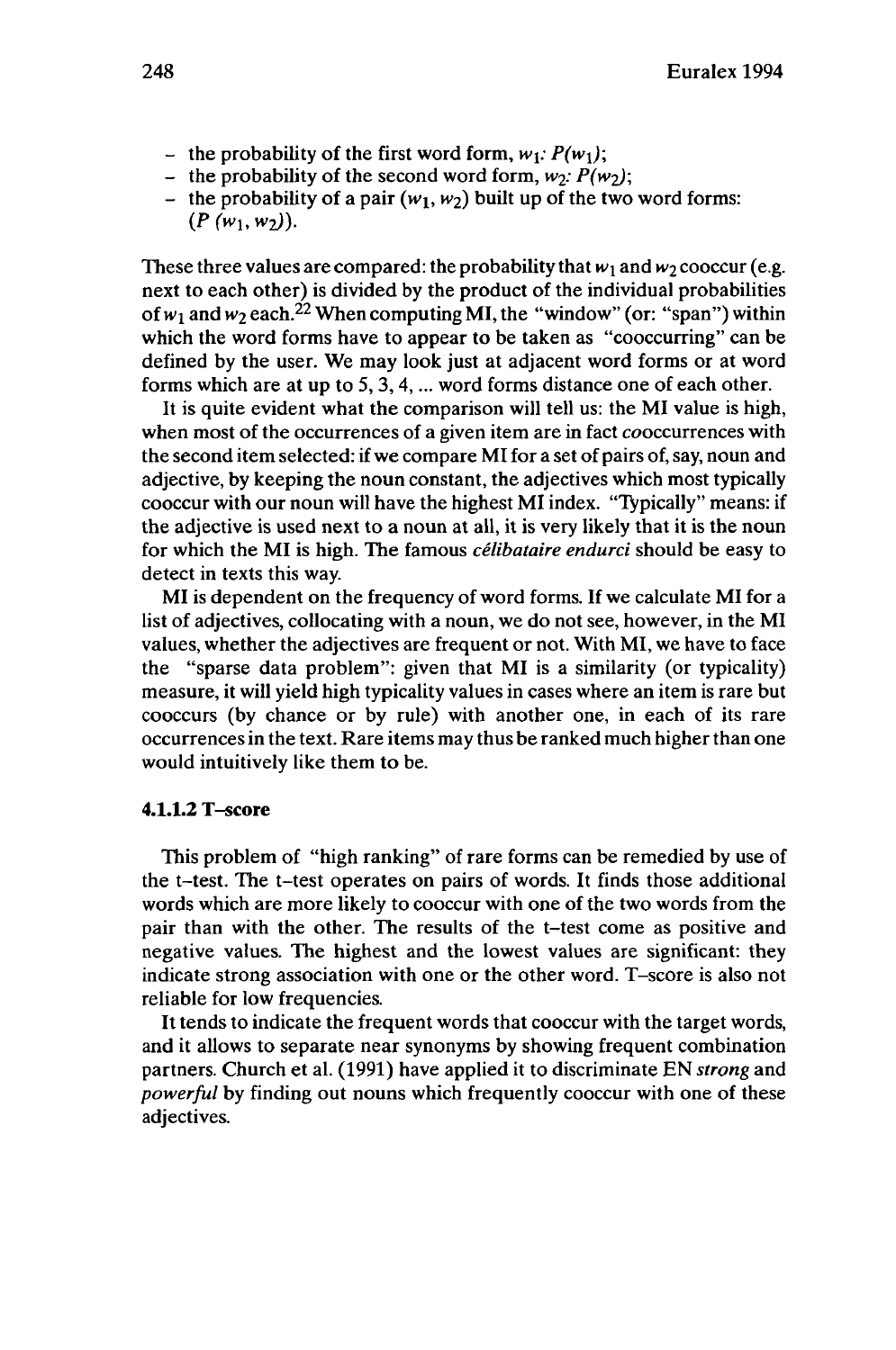- the probability of the first word form, $w_1$: $P(w_1)$;
- the probability of the second word form, $w_2$: $P(w_2)$;
- the probability of a pair $(w_1, w_2)$ built up of the two word forms: $(P(w_1, w_2))$.

These three values are compared: the probability that $w_1$ and $w_2$ cooccur (e.g. next to each other) is divided by the product of the individual probabilities of $w_1$ and $w_2$ each.[22] When computing MI, the "window" (or: "span") within which the word forms have to appear to be taken as "cooccurring" can be defined by the user. We may look just at adjacent word forms or at word forms which are at up to 5, 3, 4, ... word forms distance one of each other.

It is quite evident what the comparison will tell us: the MI value is high, when most of the occurrences of a given item are in fact *co*occurrences with the second item selected: if we compare MI for a set of pairs of, say, noun and adjective, by keeping the noun constant, the adjectives which most typically cooccur with our noun will have the highest MI index. "Typically" means: if the adjective is used next to a noun at all, it is very likely that it is the noun for which the MI is high. The famous *célibataire endurci* should be easy to detect in texts this way.

MI is dependent on the frequency of word forms. If we calculate MI for a list of adjectives, collocating with a noun, we do not see, however, in the MI values, whether the adjectives are frequent or not. With MI, we have to face the "sparse data problem": given that MI is a similarity (or typicality) measure, it will yield high typicality values in cases where an item is rare but cooccurs (by chance or by rule) with another one, in each of its rare occurrences in the text. Rare items may thus be ranked much higher than one would intuitively like them to be.

#### 4.1.1.2 T–score

This problem of "high ranking" of rare forms can be remedied by use of the t–test. The t–test operates on pairs of words. It finds those additional words which are more likely to cooccur with one of the two words from the pair than with the other. The results of the t–test come as positive and negative values. The highest and the lowest values are significant: they indicate strong association with one or the other word. T–score is also not reliable for low frequencies.

It tends to indicate the frequent words that cooccur with the target words, and it allows to separate near synonyms by showing frequent combination partners. Church et al. (1991) have applied it to discriminate EN *strong* and *powerful* by finding out nouns which frequently cooccur with one of these adjectives.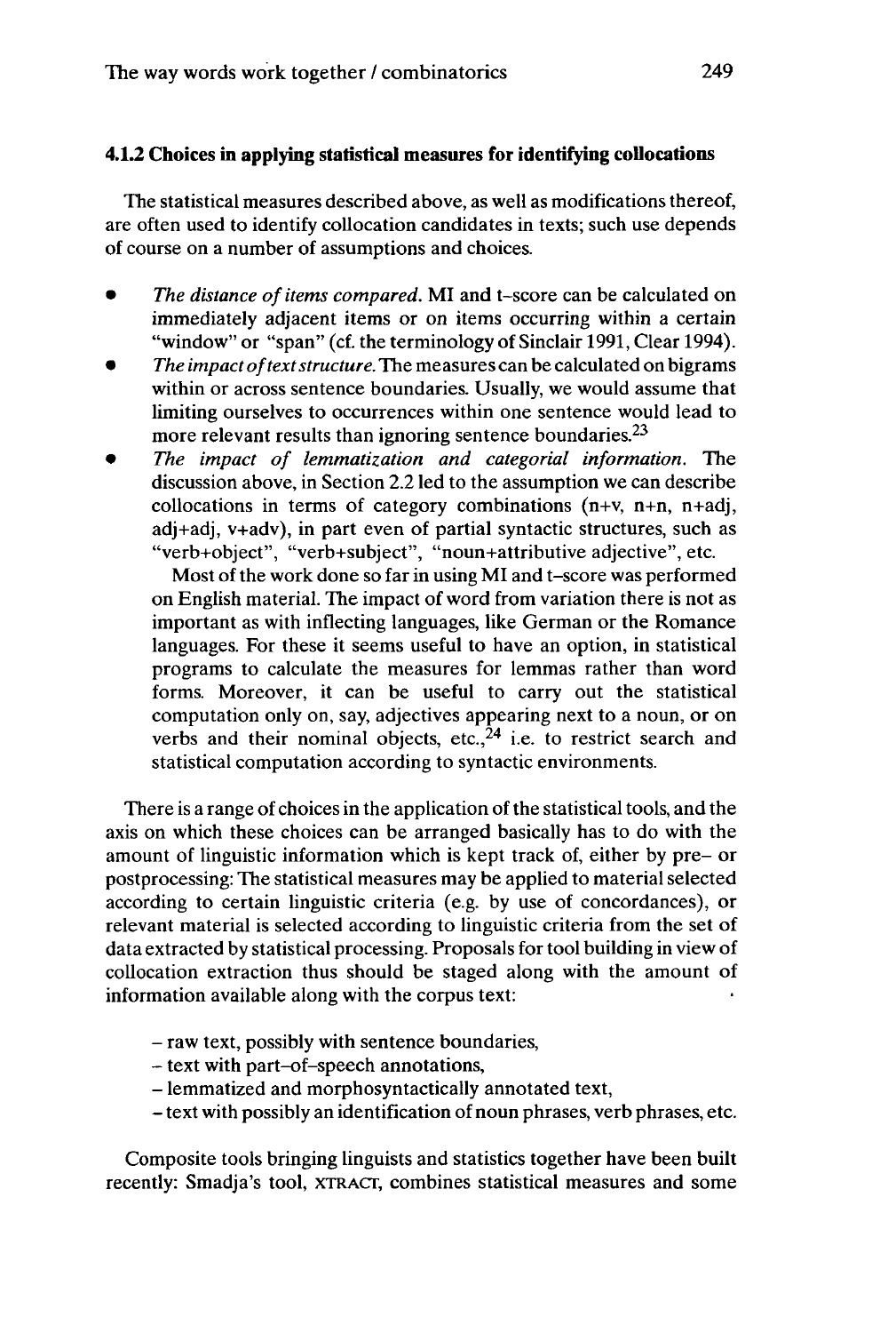#### 4.1.2 Choices in applying statistical measures for identifying collocations

The statistical measures described above, as well as modifications thereof, are often used to identify collocation candidates in texts; such use depends of course on a number of assumptions and choices.

- *The distance of items compared.* MI and t-score can be calculated on immediately adjacent items or on items occurring within a certain "window" or "span" (cf. the terminology of Sinclair 1991, Clear 1994).
- *The impact of text structure.* The measures can be calculated on bigrams within or across sentence boundaries. Usually, we would assume that limiting ourselves to occurrences within one sentence would lead to more relevant results than ignoring sentence boundaries.[23]
- *The impact of lemmatization and categorial information.* The discussion above, in Section 2.2 led to the assumption we can describe collocations in terms of category combinations (n+v, n+n, n+adj, adj+adj, v+adv), in part even of partial syntactic structures, such as "verb+object", "verb+subject", "noun+attributive adjective", etc.

  Most of the work done so far in using MI and t-score was performed on English material. The impact of word from variation there is not as important as with inflecting languages, like German or the Romance languages. For these it seems useful to have an option, in statistical programs to calculate the measures for lemmas rather than word forms. Moreover, it can be useful to carry out the statistical computation only on, say, adjectives appearing next to a noun, or on verbs and their nominal objects, etc.,[24] i.e. to restrict search and statistical computation according to syntactic environments.

There is a range of choices in the application of the statistical tools, and the axis on which these choices can be arranged basically has to do with the amount of linguistic information which is kept track of, either by pre- or postprocessing: The statistical measures may be applied to material selected according to certain linguistic criteria (e.g. by use of concordances), or relevant material is selected according to linguistic criteria from the set of data extracted by statistical processing. Proposals for tool building in view of collocation extraction thus should be staged along with the amount of information available along with the corpus text:

- raw text, possibly with sentence boundaries,
- text with part-of-speech annotations,
- lemmatized and morphosyntactically annotated text,
- text with possibly an identification of noun phrases, verb phrases, etc.

Composite tools bringing linguists and statistics together have been built recently: Smadja's tool, XTRACT, combines statistical measures and some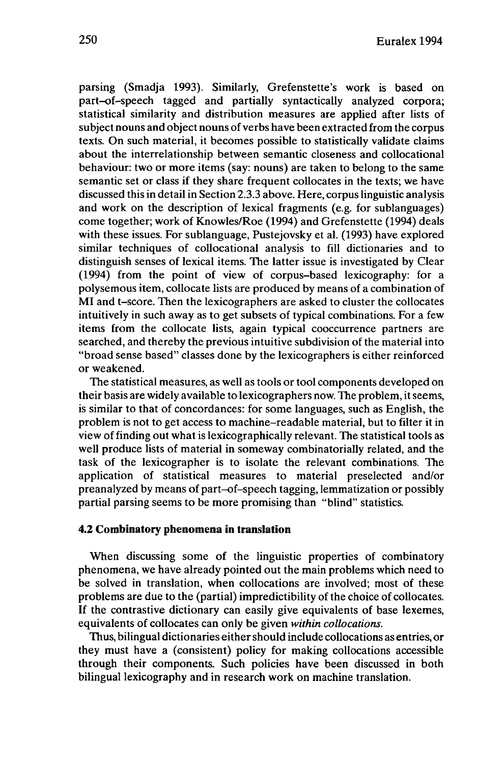parsing (Smadja 1993). Similarly, Grefenstette's work is based on part-of-speech tagged and partially syntactically analyzed corpora; statistical similarity and distribution measures are applied after lists of subject nouns and object nouns of verbs have been extracted from the corpus texts. On such material, it becomes possible to statistically validate claims about the interrelationship between semantic closeness and collocational behaviour: two or more items (say: nouns) are taken to belong to the same semantic set or class if they share frequent collocates in the texts; we have discussed this in detail in Section 2.3.3 above. Here, corpus linguistic analysis and work on the description of lexical fragments (e.g. for sublanguages) come together; work of Knowles/Roe (1994) and Grefenstette (1994) deals with these issues. For sublanguage, Pustejovsky et al. (1993) have explored similar techniques of collocational analysis to fill dictionaries and to distinguish senses of lexical items. The latter issue is investigated by Clear (1994) from the point of view of corpus-based lexicography: for a polysemous item, collocate lists are produced by means of a combination of MI and t-score. Then the lexicographers are asked to cluster the collocates intuitively in such away as to get subsets of typical combinations. For a few items from the collocate lists, again typical cooccurrence partners are searched, and thereby the previous intuitive subdivision of the material into "broad sense based" classes done by the lexicographers is either reinforced or weakened.

The statistical measures, as well as tools or tool components developed on their basis are widely available to lexicographers now. The problem, it seems, is similar to that of concordances: for some languages, such as English, the problem is not to get access to machine-readable material, but to filter it in view of finding out what is lexicographically relevant. The statistical tools as well produce lists of material in someway combinatorially related, and the task of the lexicographer is to isolate the relevant combinations. The application of statistical measures to material preselected and/or preanalyzed by means of part-of-speech tagging, lemmatization or possibly partial parsing seems to be more promising than "blind" statistics.

### 4.2 Combinatory phenomena in translation

When discussing some of the linguistic properties of combinatory phenomena, we have already pointed out the main problems which need to be solved in translation, when collocations are involved; most of these problems are due to the (partial) impredictibility of the choice of collocates. If the contrastive dictionary can easily give equivalents of base lexemes, equivalents of collocates can only be given *within collocations.*

Thus, bilingual dictionaries either should include collocations as entries, or they must have a (consistent) policy for making collocations accessible through their components. Such policies have been discussed in both bilingual lexicography and in research work on machine translation.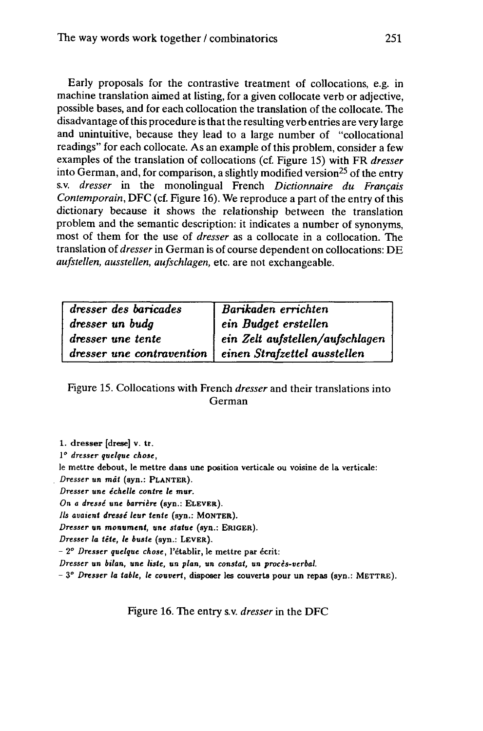Early proposals for the contrastive treatment of collocations, e.g. in machine translation aimed at listing, for a given collocate verb or adjective, possible bases, and for each collocation the translation of the collocate. The disadvantage of this procedure is that the resulting verb entries are very large and unintuitive, because they lead to a large number of "collocational readings" for each collocate. As an example of this problem, consider a few examples of the translation of collocations (cf. Figure 15) with FR *dresser* into German, and, for comparison, a slightly modified version[25] of the entry s.v. *dresser* in the monolingual French *Dictionnaire du Français Contemporain*, DFC (cf. Figure 16). We reproduce a part of the entry of this dictionary because it shows the relationship between the translation problem and the semantic description: it indicates a number of synonyms, most of them for the use of *dresser* as a collocate in a collocation. The translation of *dresser* in German is of course dependent on collocations: DE *aufstellen, ausstellen, aufschlagen*, etc. are not exchangeable.

| | |
|---|---|
| *dresser des baricades* | *Barikaden errichten* |
| *dresser un budg* | *ein Budget erstellen* |
| *dresser une tente* | *ein Zelt aufstellen/aufschlagen* |
| *dresser une contravention* | *einen Strafzettel ausstellen* |

Figure 15. Collocations with French *dresser* and their translations into German

1. **dresser** [drese] v. tr.
1° *dresser quelque chose,*
le mettre debout, le mettre dans une position verticale ou voisine de la verticale:
*Dresser un mât* (syn.: PLANTER).
*Dresser une échelle contre le mur.*
*On a dressé une barrière* (syn.: ELEVER).
*Ils avaient dressé leur tente* (syn.: MONTER).
*Dresser un monument, une statue* (syn.: ERIGER).
*Dresser la tête, le buste* (syn.: LEVER).
– 2° *Dresser quelque chose*, l'établir, le mettre par écrit:
*Dresser un bilan, une liste, un plan, un constat, un procès-verbal.*
– 3° *Dresser la table, le couvert,* disposer les couverts pour un repas (syn.: METTRE).

Figure 16. The entry s.v. *dresser* in the DFC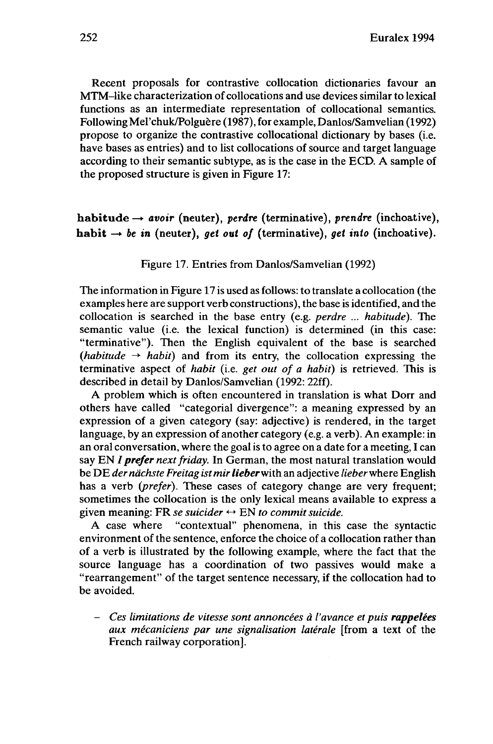Recent proposals for contrastive collocation dictionaries favour an MTM–like characterization of collocations and use devices similar to lexical functions as an intermediate representation of collocational semantics. Following Mel'chuk/Polguère (1987), for example, Danlos/Samvelian (1992) propose to organize the contrastive collocational dictionary by bases (i.e. have bases as entries) and to list collocations of source and target language according to their semantic subtype, as is the case in the ECD. A sample of the proposed structure is given in Figure 17:

**habitude** → ***avoir*** **(neuter),** ***perdre*** **(terminative),** ***prendre*** **(inchoative),**
**habit** → ***be in*** **(neuter),** ***get out of*** **(terminative),** ***get into*** **(inchoative).**

Figure 17. Entries from Danlos/Samvelian (1992)

The information in Figure 17 is used as follows: to translate a collocation (the examples here are support verb constructions), the base is identified, and the collocation is searched in the base entry (e.g. *perdre ... habitude*). The semantic value (i.e. the lexical function) is determined (in this case: "terminative"). Then the English equivalent of the base is searched (*habitude* → *habit*) and from its entry, the collocation expressing the terminative aspect of *habit* (i.e. *get out of a habit*) is retrieved. This is described in detail by Danlos/Samvelian (1992: 22ff).

A problem which is often encountered in translation is what Dorr and others have called "categorial divergence": a meaning expressed by an expression of a given category (say: adjective) is rendered, in the target language, by an expression of another category (e.g. a verb). An example: in an oral conversation, where the goal is to agree on a date for a meeting, I can say EN ***I prefer*** *next friday*. In German, the most natural translation would be DE *der nächste Freitag ist mir* ***lieber*** with an adjective *lieber* where English has a verb (*prefer*). These cases of category change are very frequent; sometimes the collocation is the only lexical means available to express a given meaning: FR *se suicider* ↔ EN *to commit suicide*.

A case where "contextual" phenomena, in this case the syntactic environment of the sentence, enforce the choice of a collocation rather than of a verb is illustrated by the following example, where the fact that the source language has a coordination of two passives would make a "rearrangement" of the target sentence necessary, if the collocation had to be avoided.

- *Ces limitations de vitesse sont annoncées à l'avance et puis* ***rappelées*** *aux mécaniciens par une signalisation latérale* [from a text of the French railway corporation].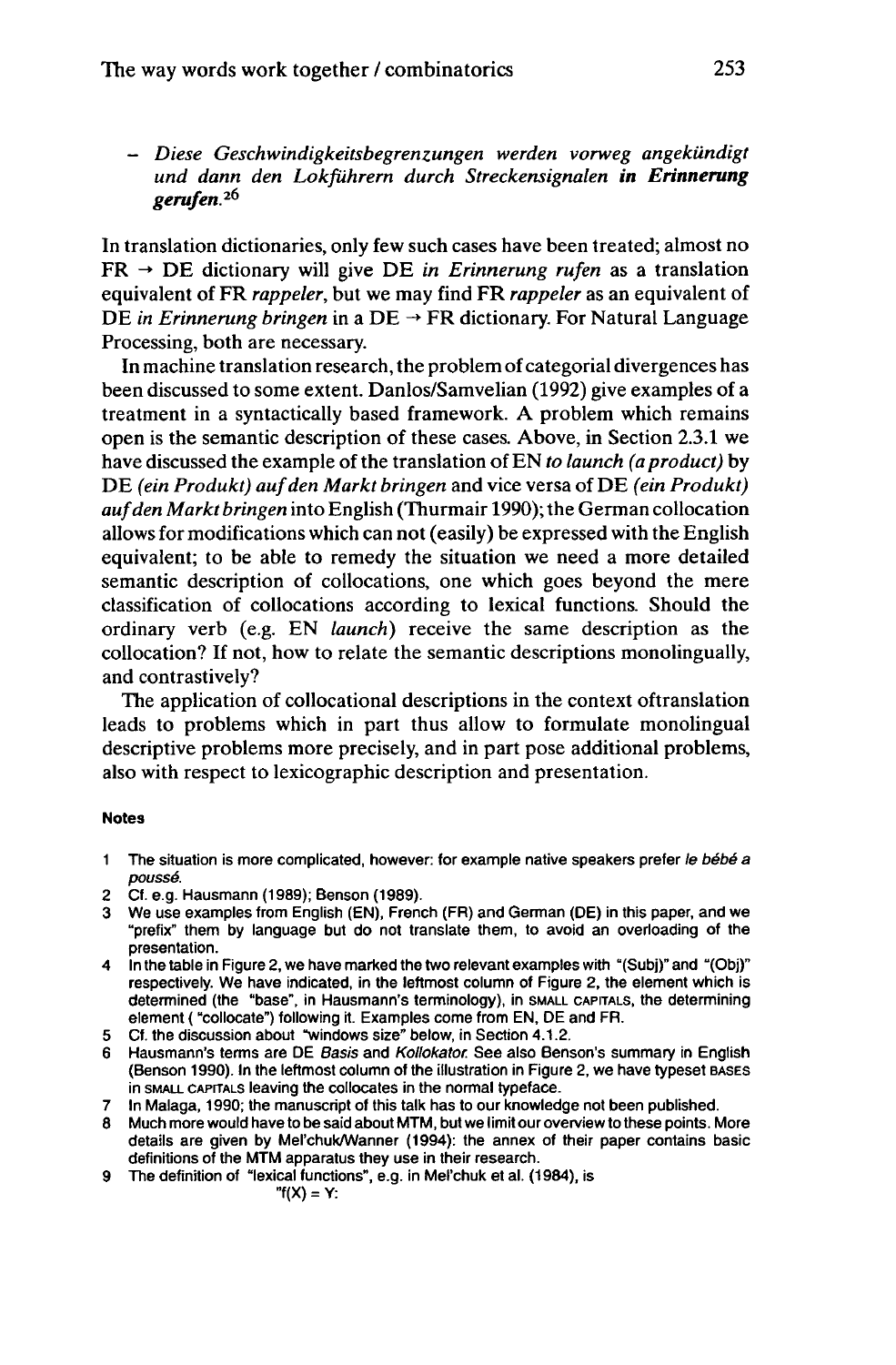- *Diese Geschwindigkeitsbegrenzungen werden vorweg angekündigt und dann den Lokführern durch Streckensignalen* ***in Erinnerung gerufen.***[26]

In translation dictionaries, only few such cases have been treated; almost no FR → DE dictionary will give DE *in Erinnerung rufen* as a translation equivalent of FR *rappeler*, but we may find FR *rappeler* as an equivalent of DE *in Erinnerung bringen* in a DE → FR dictionary. For Natural Language Processing, both are necessary.

In machine translation research, the problem of categorial divergences has been discussed to some extent. Danlos/Samvelian (1992) give examples of a treatment in a syntactically based framework. A problem which remains open is the semantic description of these cases. Above, in Section 2.3.1 we have discussed the example of the translation of EN *to launch (a product)* by DE *(ein Produkt) auf den Markt bringen* and vice versa of DE *(ein Produkt) auf den Markt bringen* into English (Thurmair 1990); the German collocation allows for modifications which can not (easily) be expressed with the English equivalent; to be able to remedy the situation we need a more detailed semantic description of collocations, one which goes beyond the mere classification of collocations according to lexical functions. Should the ordinary verb (e.g. EN *launch*) receive the same description as the collocation? If not, how to relate the semantic descriptions monolingually, and contrastively?

The application of collocational descriptions in the context oftranslation leads to problems which in part thus allow to formulate monolingual descriptive problems more precisely, and in part pose additional problems, also with respect to lexicographic description and presentation.

#### Notes

1 The situation is more complicated, however: for example native speakers prefer *le bébé a poussé*.
2 Cf. e.g. Hausmann (1989); Benson (1989).
3 We use examples from English (EN), French (FR) and German (DE) in this paper, and we "prefix" them by language but do not translate them, to avoid an overloading of the presentation.
4 In the table in Figure 2, we have marked the two relevant examples with "(Subj)" and "(Obj)" respectively. We have indicated, in the leftmost column of Figure 2, the element which is determined (the "base", in Hausmann's terminology), in SMALL CAPITALS, the determining element ( "collocate") following it. Examples come from EN, DE and FR.
5 Cf. the discussion about "windows size" below, in Section 4.1.2.
6 Hausmann's terms are DE *Basis* and *Kollokator.* See also Benson's summary in English (Benson 1990). In the leftmost column of the illustration in Figure 2, we have typeset BASES in SMALL CAPITALS leaving the collocates in the normal typeface.
7 In Malaga, 1990; the manuscript of this talk has to our knowledge not been published.
8 Much more would have to be said about MTM, but we limit our overview to these points. More details are given by Mel'chuk/Wanner (1994): the annex of their paper contains basic definitions of the MTM apparatus they use in their research.
9 The definition of "lexical functions", e.g. in Mel'chuk et al. (1984), is
"f(X) = Y: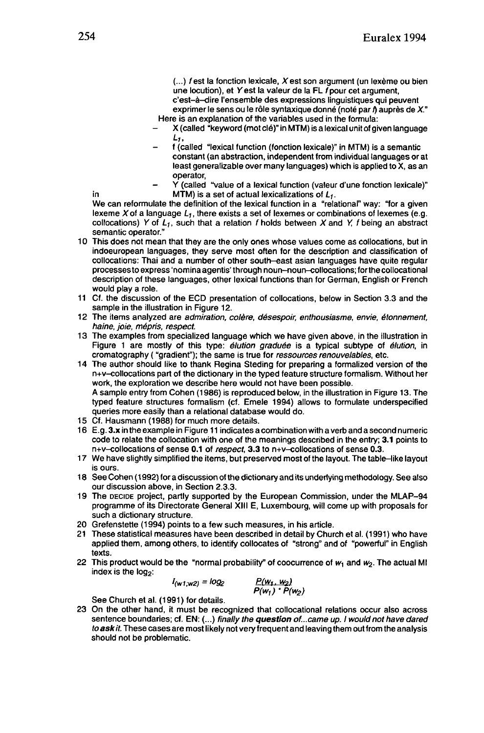(...) *f* est la fonction lexicale, *X* est son argument (un lexème ou bien une locution), et *Y* est la valeur de la FL *f* pour cet argument, c'est-à-dire l'ensemble des expressions linguistiques qui peuvent exprimer le sens ou le rôle syntaxique donné (noté par *f*) auprès de *X*."

Here is an explanation of the variables used in the formula:

- X (called "keyword (mot clé)" in MTM) is a lexical unit of given language $L_1$,
- f (called "lexical function (fonction lexicale)" in MTM) is a semantic constant (an abstraction, independent from individual languages or at least generalizable over many languages) which is applied to X, as an operator,
- Y (called "value of a lexical function (valeur d'une fonction lexicale)" in MTM) is a set of actual lexicalizations of $L_1$.

We can reformulate the definition of the lexical function in a "relational" way: "for a given lexeme *X* of a language $L_1$, there exists a set of lexemes or combinations of lexemes (e.g. collocations) *Y* of $L_1$, such that a relation *f* holds between *X* and *Y*, *f* being an abstract semantic operator."

10 This does not mean that they are the only ones whose values come as collocations, but in indoeuropean languages, they serve most often for the description and classification of collocations: Thai and a number of other south–east asian languages have quite regular processes to express 'nomina agentis' through noun–noun–collocations; for the collocational description of these languages, other lexical functions than for German, English or French would play a role.

11 Cf. the discussion of the ECD presentation of collocations, below in Section 3.3 and the sample in the illustration in Figure 12.

12 The items analyzed are *admiration, colère, désespoir, enthousiasme, envie, étonnement, haine, joie, mépris, respect.*

13 The examples from specialized language which we have given above, in the illustration in Figure 1 are mostly of this type: *élution graduée* is a typical subtype of *élution*, in cromatography ( "gradient"); the same is true for *ressources renouvelables*, etc.

14 The author should like to thank Regina Steding for preparing a formalized version of the n+v–collocations part of the dictionary in the typed feature structure formalism. Without her work, the exploration we describe here would not have been possible.
A sample entry from Cohen (1986) is reproduced below, in the illustration in Figure 13. The typed feature structures formalism (cf. Emele 1994) allows to formulate underspecified queries more easily than a relational database would do.

15 Cf. Hausmann (1988) for much more details.

16 E.g. **3.x** in the example in Figure 11 indicates a combination with a verb and a second numeric code to relate the collocation with one of the meanings described in the entry; **3.1** points to n+v–collocations of sense **0.1** of *respect*, **3.3** to n+v–collocations of sense **0.3**.

17 We have slightly simplified the items, but preserved most of the layout. The table–like layout is ours.

18 See Cohen (1992) for a discussion of the dictionary and its underlying methodology. See also our discussion above, in Section 2.3.3.

19 The DECIDE project, partly supported by the European Commission, under the MLAP–94 programme of its Directorate General XIII E, Luxembourg, will come up with proposals for such a dictionary structure.

20 Grefenstette (1994) points to a few such measures, in his article.

21 These statistical measures have been described in detail by Church et al. (1991) who have applied them, among others, to identify collocates of "strong" and of "powerful" in English texts.

22 This product would be the "normal probability" of coocurrence of $w_1$ and $w_2$. The actual MI index is the $\log_2$:

$$I_{(w1;w2)} = \log_2 \frac{P(w_1, w_2)}{P(w_1) \cdot P(w_2)}$$

See Church et al. (1991) for details.

23 On the other hand, it must be recognized that collocational relations occur also across sentence boundaries; cf. EN: (...) *finally the* ***question*** *of...came up. I would not have dared to* ***ask*** *it.* These cases are most likely not very frequent and leaving them out from the analysis should not be problematic.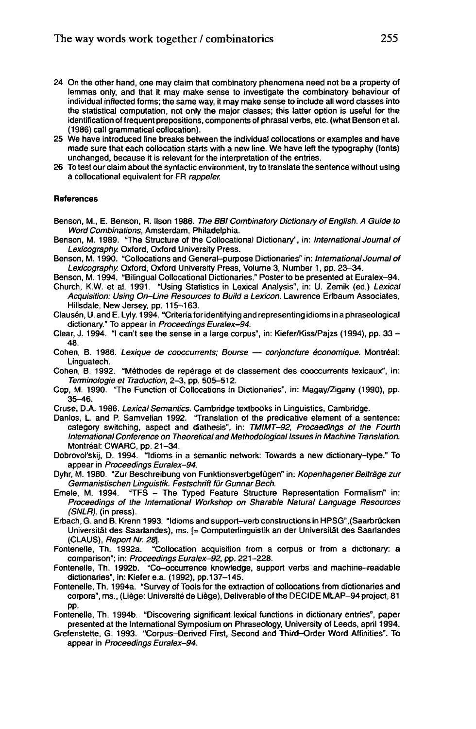24 On the other hand, one may claim that combinatory phenomena need not be a property of lemmas only, and that it may make sense to investigate the combinatory behaviour of individual inflected forms; the same way, it may make sense to include all word classes into the statistical computation, not only the major classes; this latter option is useful for the identification of frequent prepositions, components of phrasal verbs, etc. (what Benson et al. (1986) call grammatical collocation).

25 We have introduced line breaks between the individual collocations or examples and have made sure that each collocation starts with a new line. We have left the typography (fonts) unchanged, because it is relevant for the interpretation of the entries.

26 To test our claim about the syntactic environment, try to translate the sentence without using a collocational equivalent for FR *rappeler.*

#### References

Benson, M., E. Benson, R. Ilson 1986. *The BBI Combinatory Dictionary of English. A Guide to Word Combinations*, Amsterdam, Philadelphia.

Benson, M. 1989. "The Structure of the Collocational Dictionary", in: *International Journal of Lexicography.* Oxford, Oxford University Press.

Benson, M. 1990. "Collocations and General–purpose Dictionaries" in: *International Journal of Lexicography.* Oxford, Oxford University Press, Volume 3, Number 1, pp. 23–34.

Benson, M. 1994. "Bilingual Collocational Dictionaries." Poster to be presented at Euralex–94.

Church, K.W. et al. 1991. "Using Statistics in Lexical Analysis", in: U. Zernik (ed.) *Lexical Acquisition: Using On–Line Resources to Build a Lexicon.* Lawrence Erlbaum Associates, Hillsdale, New Jersey, pp. 115–163.

Clausén, U. and E. Lyly. 1994. "Criteria for identifying and representing idioms in a phraseological dictionary." To appear in *Proceedings Euralex–94.*

Clear, J. 1994. "I can't see the sense in a large corpus", in: Kiefer/Kiss/Pajzs (1994), pp. 33 – 48.

Cohen, B. 1986. *Lexique de cooccurrents; Bourse — conjoncture économique.* Montréal: Linguatech.

Cohen, B. 1992. "Méthodes de repérage et de classement des cooccurrents lexicaux", in: *Terminologie et Traduction*, 2–3, pp. 505–512.

Cop, M. 1990. "The Function of Collocations in Dictionaries", in: Magay/Zigany (1990), pp. 35–46.

Cruse, D.A. 1986. *Lexical Semantics.* Cambridge textbooks in Linguistics, Cambridge.

Danlos, L. and P. Samvelian 1992. "Translation of the predicative element of a sentence: category switching, aspect and diathesis", in: *TMIMT–92, Proceedings of the Fourth International Conference on Theoretical and Methodological Issues in Machine Translation.* Montréal: CWARC, pp. 21–34.

Dobrovol'skij, D. 1994. "Idioms in a semantic network: Towards a new dictionary–type." To appear in *Proceedings Euralex–94.*

Dyhr, M. 1980. "Zur Beschreibung von Funktionsverbgefügen" in: *Kopenhagener Beiträge zur Germanistischen Linguistik. Festschrift für Gunnar Bech.*

Emele, M. 1994. "TFS – The Typed Feature Structure Representation Formalism" in: *Proceedings of the International Workshop on Sharable Natural Language Resources (SNLR).* (in press).

Erbach, G. and B. Krenn 1993. "Idioms and support–verb constructions in HPSG", (Saarbrücken Universität des Saarlandes), ms. [= Computerlinguistik an der Universität des Saarlandes (CLAUS), *Report Nr. 28*].

Fontenelle, Th. 1992a. "Collocation acquisition from a corpus or from a dictionary: a comparison"; in: *Proceedings Euralex–92*, pp. 221–228.

Fontenelle, Th. 1992b. "Co–occurrence knowledge, support verbs and machine–readable dictionaries", in: Kiefer e.a. (1992), pp.137–145.

Fontenelle, Th. 1994a. "Survey of Tools for the extraction of collocations from dictionaries and corpora", ms., (Liège: Université de Liège), Deliverable of the DECIDE MLAP–94 project, 81 pp.

Fontenelle, Th. 1994b. "Discovering significant lexical functions in dictionary entries", paper presented at the International Symposium on Phraseology, University of Leeds, april 1994.

Grefenstette, G. 1993. "Corpus–Derived First, Second and Third–Order Word Affinities". To appear in *Proceedings Euralex–94.*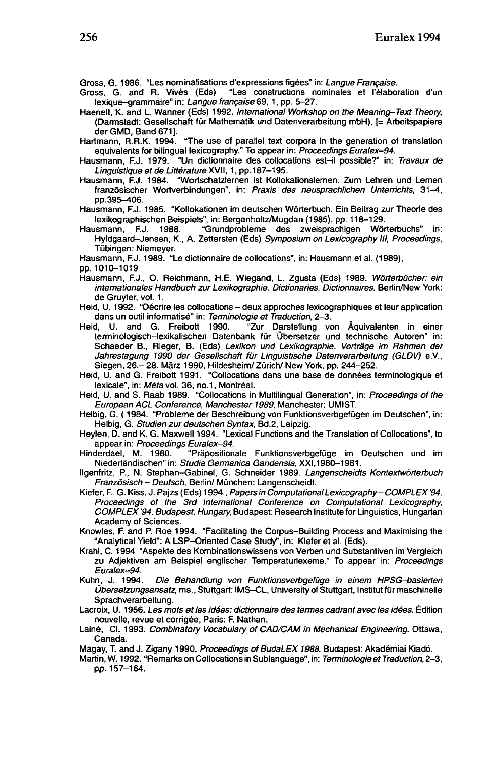Gross, G. 1986. "Les nominalisations d'expressions figées" in: *Langue Française.*

Gross, G. and R. Vivès (Eds) "Les constructions nominales et l'élaboration d'un lexique–grammaire" in: *Langue française* 69, 1, pp. 5–27.

Haenelt, K. and L. Wanner (Eds) 1992. *International Workshop on the Meaning–Text Theory,* (Darmstadt: Gesellschaft für Mathematik und Datenverarbeitung mbH), [= Arbeitspapiere der GMD, Band 671].

Hartmann, R.R.K. 1994. "The use of parallel text corpora in the generation of translation equivalents for bilingual lexicography." To appear in: *Proceedings Euralex–94.*

Hausmann, F.J. 1979. "Un dictionnaire des collocations est–il possible?" in: *Travaux de Linguistique et de Littérature* XVII, 1, pp.187–195.

Hausmann, F.J. 1984. "Wortschatzlernen ist Kollokationslernen. Zum Lehren und Lernen französischer Wortverbindungen", in: *Praxis des neusprachlichen Unterrichts,* 31–4, pp.395–406.

Hausmann, F.J. 1985. "Kollokationen im deutschen Wörterbuch. Ein Beitrag zur Theorie des lexikographischen Beispiels", in: Bergenholtz/Mugdan (1985), pp. 118–129.

Hausmann, F.J. 1988. "Grundprobleme des zweisprachigen Wörterbuchs" in: Hyldgaard–Jensen, K., A. Zettersten (Eds) *Symposium on Lexicography III, Proceedings,* Tübingen: Niemeyer.

Hausmann, F.J. 1989. "Le dictionnaire de collocations", in: Hausmann et al. (1989), pp. 1010–1019

Hausmann, F.J., O. Reichmann, H.E. Wiegand, L. Zgusta (Eds) 1989. *Wörterbücher: ein internationales Handbuch zur Lexikographie. Dictionaries. Dictionnaires.* Berlin/New York: de Gruyter, vol. 1.

Heid, U. 1992. "Décrire les collocations – deux approches lexicographiques et leur application dans un outil informatisé" in: *Terminologie et Traduction,* 2–3.

Heid, U. and G. Freibott 1990. "Zur Darstellung von Äquivalenten in einer terminologisch–lexikalischen Datenbank für Übersetzer und technische Autoren" in: Schaeder B., Rieger, B. (Eds) *Lexikon und Lexikographie. Vorträge im Rahmen der Jahrestagung 1990 der Gesellschaft für Linguistische Datenverarbeitung (GLDV)* e.V., Siegen, 26.– 28. März 1990, Hildesheim/ Zürich/ New York, pp. 244–252.

Heid, U. and G. Freibott 1991. "Collocations dans une base de données terminologique et lexicale", in: *Méta* vol. 36, no.1, Montréal.

Heid, U. and S. Raab 1989. "Collocations in Multilingual Generation", in: *Proceedings of the European ACL Conference, Manchester 1989,* Manchester: UMIST.

Helbig, G. ( 1984. "Probleme der Beschreibung von Funktionsverbgefügen im Deutschen", in: Helbig, G. *Studien zur deutschen Syntax,* Bd.2, Leipzig.

Heylen, D. and K. G. Maxwell 1994. "Lexical Functions and the Translation of Collocations", to appear in: *Proceedings Euralex–94.*

Hinderdael, M. 1980. "Präpositionale Funktionsverbgefüge im Deutschen und im Niederländischen" in: *Studia Germanica Gandensia,* XXI,1980–1981.

Ilgenfritz, P., N. Stephan–Gabinel, G. Schneider 1989. *Langenscheidts Kontextwörterbuch Französisch – Deutsch,* Berlin/ München: Langenscheidt.

Kiefer, F., G. Kiss, J. Pajzs (Eds) 1994., *Papers in Computational Lexicography – COMPLEX '94. Proceedings of the 3rd International Conference on Computational Lexicography, COMPLEX '94, Budapest, Hungary,* Budapest: Research Institute for Linguistics, Hungarian Academy of Sciences.

Knowles, F. and P. Roe 1994. "Facilitating the Corpus–Building Process and Maximising the "Analytical Yield": A LSP–Oriented Case Study", in: Kiefer et al. (Eds).

Krahl, C. 1994 "Aspekte des Kombinationswissens von Verben und Substantiven im Vergleich zu Adjektiven am Beispiel englischer Temperaturlexeme." To appear in: *Proceedings Euralex–94.*

Kuhn, J. 1994. *Die Behandlung von Funktionsverbgefüge in einem HPSG–basierten Übersetzungsansatz,* ms., Stuttgart: IMS–CL, University of Stuttgart, Institut für maschinelle Sprachverarbeitung.

Lacroix, U. 1956. *Les mots et les idées: dictionnaire des termes cadrant avec les idées.* Édition nouvelle, revue et corrigée, Paris: F. Nathan.

Lainé, Cl. 1993. *Combinatory Vocabulary of CAD/CAM in Mechanical Engineering.* Ottawa, Canada.

Magay, T. and J. Zigany 1990. *Proceedings of BudaLEX 1988.* Budapest: Akadémiai Kiadó.

Martin, W. 1992. "Remarks on Collocations in Sublanguage", in: *Terminologie et Traduction,* 2–3, pp. 157–164.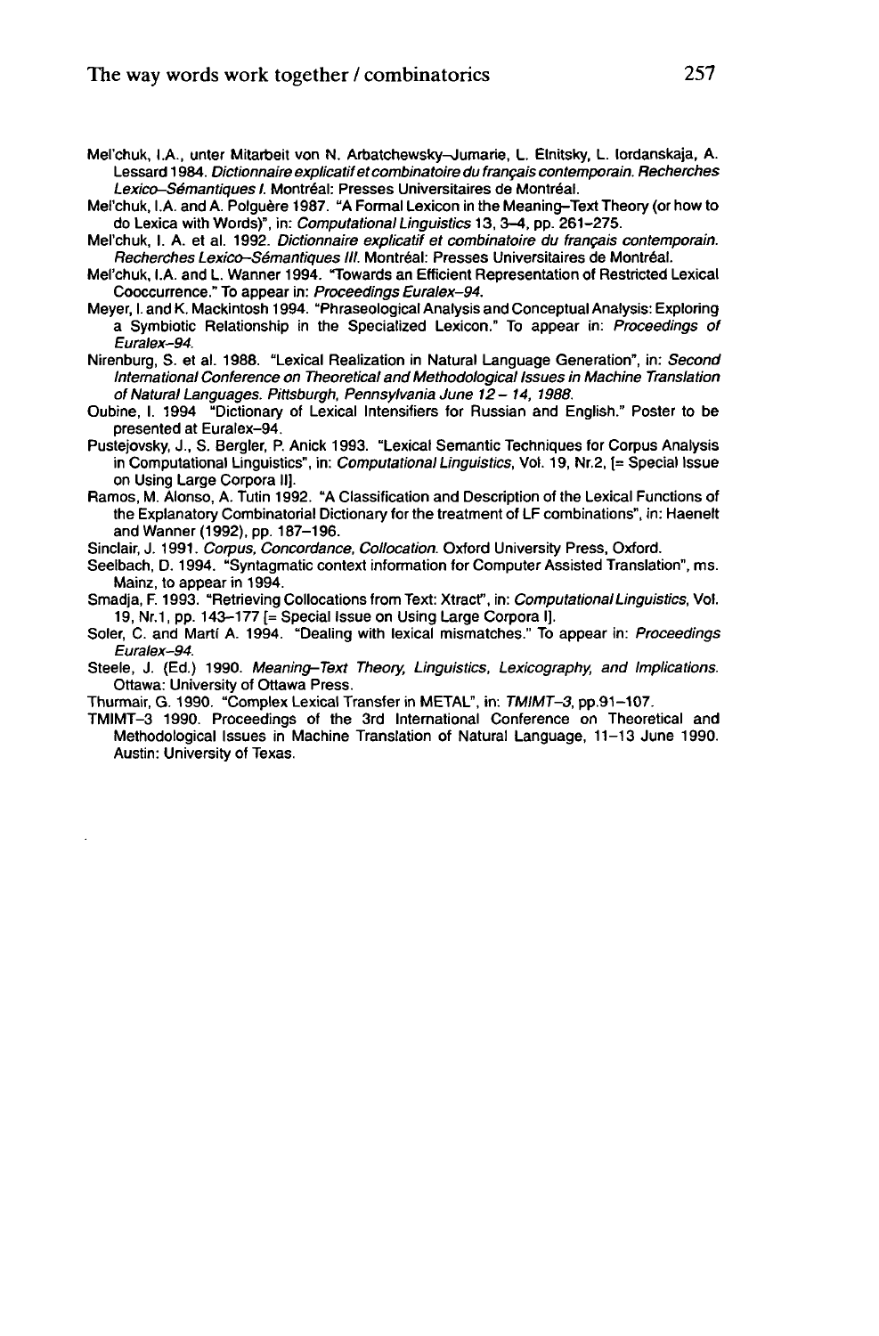Mel'chuk, I.A., unter Mitarbeit von N. Arbatchewsky–Jumarie, L. Elnitsky, L. Iordanskaja, A. Lessard 1984. *Dictionnaire explicatif et combinatoire du français contemporain. Recherches Lexico–Sémantiques I.* Montréal: Presses Universitaires de Montréal.

Mel'chuk, I.A. and A. Polguère 1987. "A Formal Lexicon in the Meaning–Text Theory (or how to do Lexica with Words)", in: *Computational Linguistics* 13, 3–4, pp. 261–275.

Mel'chuk, I. A. et al. 1992. *Dictionnaire explicatif et combinatoire du français contemporain. Recherches Lexico–Sémantiques III.* Montréal: Presses Universitaires de Montréal.

Mel'chuk, I.A. and L. Wanner 1994. "Towards an Efficient Representation of Restricted Lexical Cooccurrence." To appear in: *Proceedings Euralex–94.*

Meyer, I. and K. Mackintosh 1994. "Phraseological Analysis and Conceptual Analysis: Exploring a Symbiotic Relationship in the Specialized Lexicon." To appear in: *Proceedings of Euralex–94.*

Nirenburg, S. et al. 1988. "Lexical Realization in Natural Language Generation", in: *Second International Conference on Theoretical and Methodological Issues in Machine Translation of Natural Languages. Pittsburgh, Pennsylvania June 12 – 14, 1988.*

Oubine, I. 1994 "Dictionary of Lexical Intensifiers for Russian and English." Poster to be presented at Euralex–94.

Pustejovsky, J., S. Bergler, P. Anick 1993. "Lexical Semantic Techniques for Corpus Analysis in Computational Linguistics", in: *Computational Linguistics*, Vol. 19, Nr.2, [= Special Issue on Using Large Corpora II].

Ramos, M. Alonso, A. Tutin 1992. "A Classification and Description of the Lexical Functions of the Explanatory Combinatorial Dictionary for the treatment of LF combinations", in: Haenelt and Wanner (1992), pp. 187–196.

Sinclair, J. 1991. *Corpus, Concordance, Collocation.* Oxford University Press, Oxford.

Seelbach, D. 1994. "Syntagmatic context information for Computer Assisted Translation", ms. Mainz, to appear in 1994.

Smadja, F. 1993. "Retrieving Collocations from Text: Xtract", in: *Computational Linguistics*, Vol. 19, Nr.1, pp. 143–177 [= Special Issue on Using Large Corpora I].

Soler, C. and Martí A. 1994. "Dealing with lexical mismatches." To appear in: *Proceedings Euralex–94.*

Steele, J. (Ed.) 1990. *Meaning–Text Theory, Linguistics, Lexicography, and Implications.* Ottawa: University of Ottawa Press.

Thurmair, G. 1990. "Complex Lexical Transfer in METAL", in: *TMIMT–3*, pp.91–107.

TMIMT–3 1990. Proceedings of the 3rd International Conference on Theoretical and Methodological Issues in Machine Translation of Natural Language, 11–13 June 1990. Austin: University of Texas.